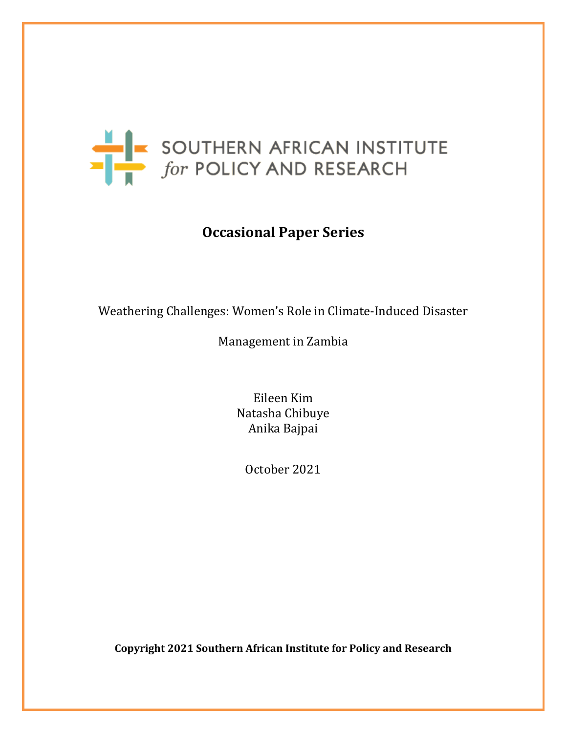SOUTHERN AFRICAN INSTITUTE *for* POLICY AND RESEARCH

**Occasional Paper Series**

Weathering Challenges: Women's Role in Climate-Induced Disaster Management in Zambia

Eileen Kim
Natasha Chibuye
Anika Bajpai

October 2021

**Copyright 2021 Southern African Institute for Policy and Research**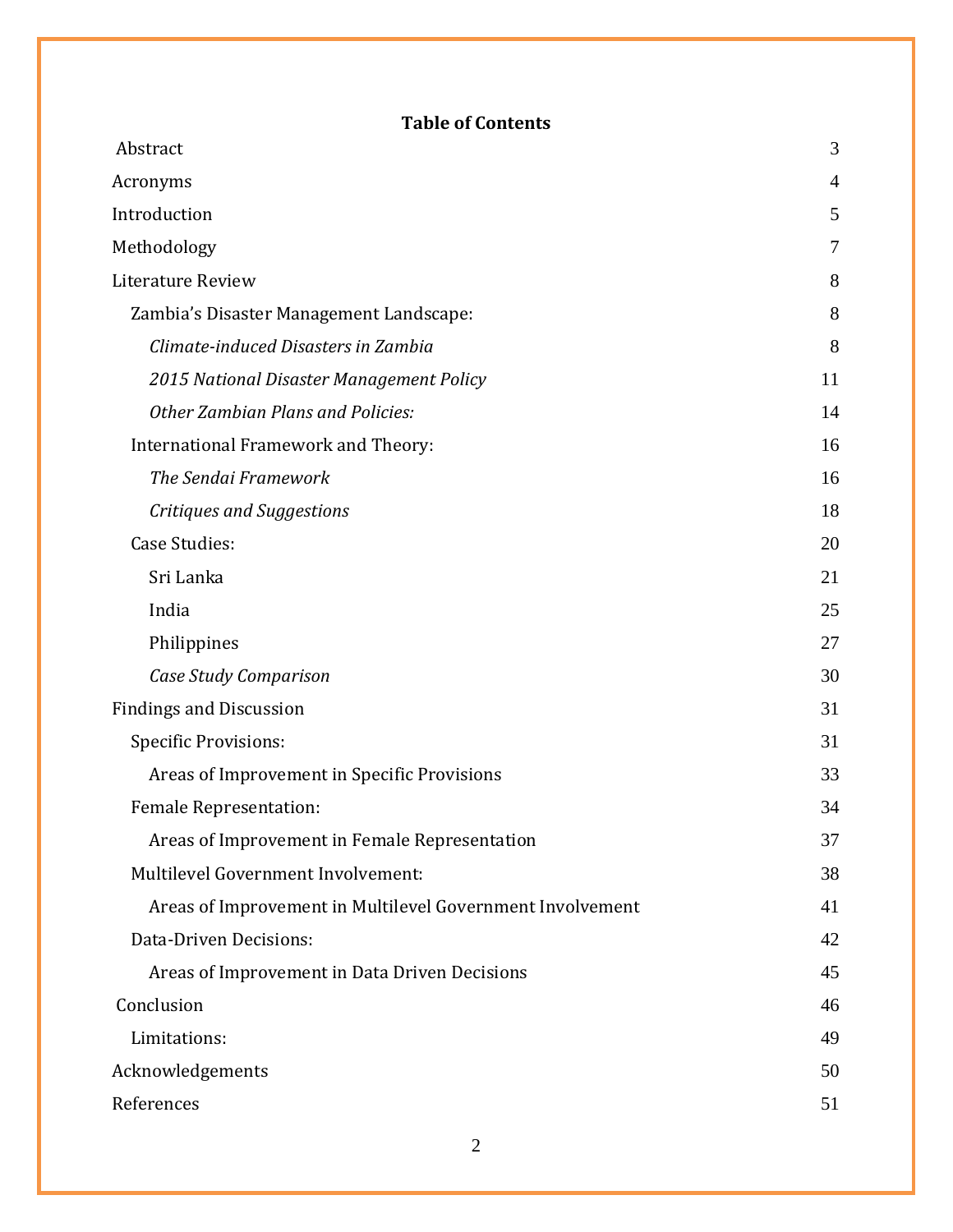**Table of Contents**

| | |
|---|---|
| Abstract | 3 |
| Acronyms | 4 |
| Introduction | 5 |
| Methodology | 7 |
| Literature Review | 8 |
| Zambia's Disaster Management Landscape: | 8 |
| *Climate-induced Disasters in Zambia* | 8 |
| *2015 National Disaster Management Policy* | 11 |
| *Other Zambian Plans and Policies:* | 14 |
| International Framework and Theory: | 16 |
| *The Sendai Framework* | 16 |
| *Critiques and Suggestions* | 18 |
| Case Studies: | 20 |
| Sri Lanka | 21 |
| India | 25 |
| Philippines | 27 |
| *Case Study Comparison* | 30 |
| Findings and Discussion | 31 |
| Specific Provisions: | 31 |
| Areas of Improvement in Specific Provisions | 33 |
| Female Representation: | 34 |
| Areas of Improvement in Female Representation | 37 |
| Multilevel Government Involvement: | 38 |
| Areas of Improvement in Multilevel Government Involvement | 41 |
| Data-Driven Decisions: | 42 |
| Areas of Improvement in Data Driven Decisions | 45 |
| Conclusion | 46 |
| Limitations: | 49 |
| Acknowledgements | 50 |
| References | 51 |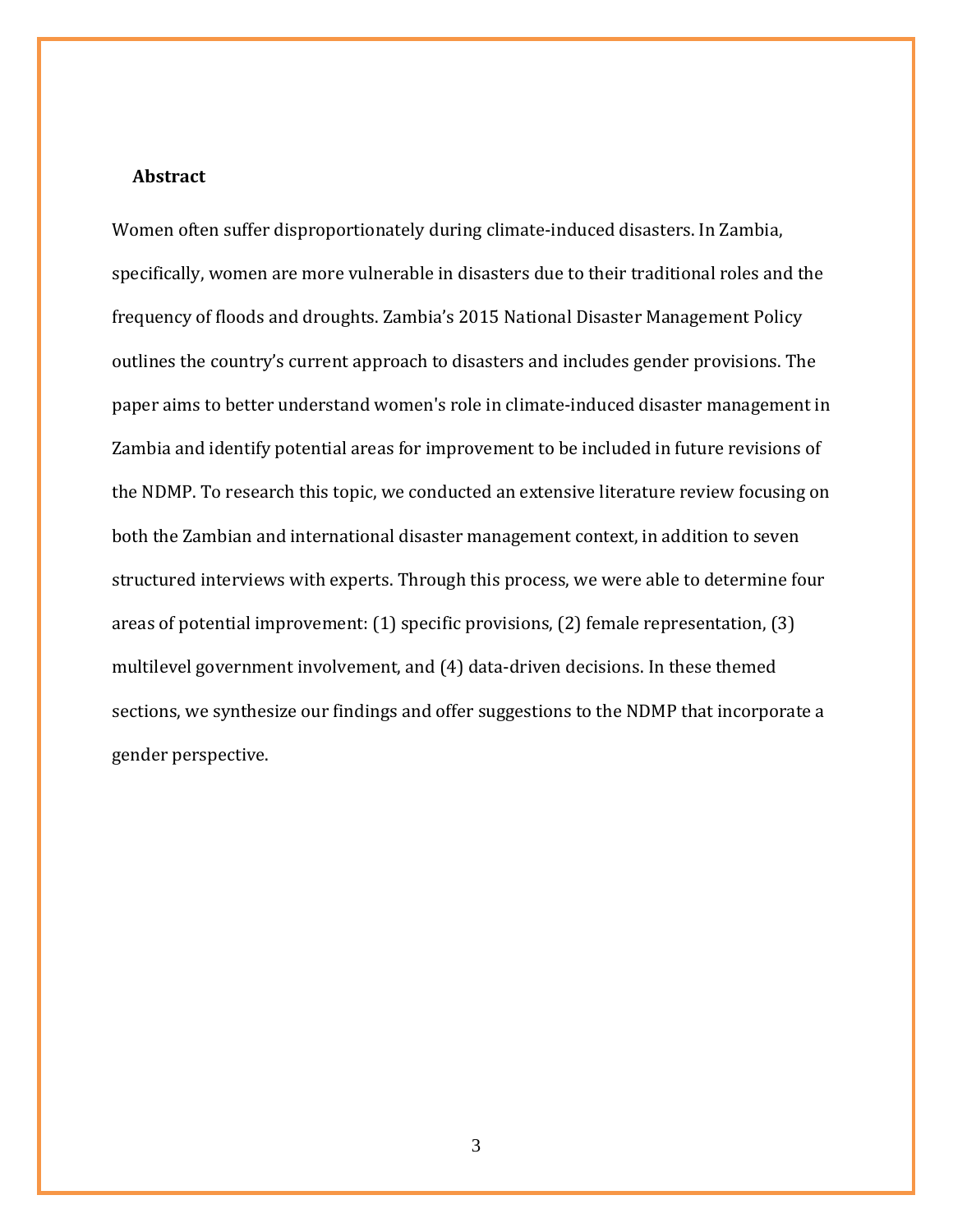## Abstract

Women often suffer disproportionately during climate-induced disasters. In Zambia, specifically, women are more vulnerable in disasters due to their traditional roles and the frequency of floods and droughts. Zambia's 2015 National Disaster Management Policy outlines the country's current approach to disasters and includes gender provisions. The paper aims to better understand women's role in climate-induced disaster management in Zambia and identify potential areas for improvement to be included in future revisions of the NDMP. To research this topic, we conducted an extensive literature review focusing on both the Zambian and international disaster management context, in addition to seven structured interviews with experts. Through this process, we were able to determine four areas of potential improvement: (1) specific provisions, (2) female representation, (3) multilevel government involvement, and (4) data-driven decisions. In these themed sections, we synthesize our findings and offer suggestions to the NDMP that incorporate a gender perspective.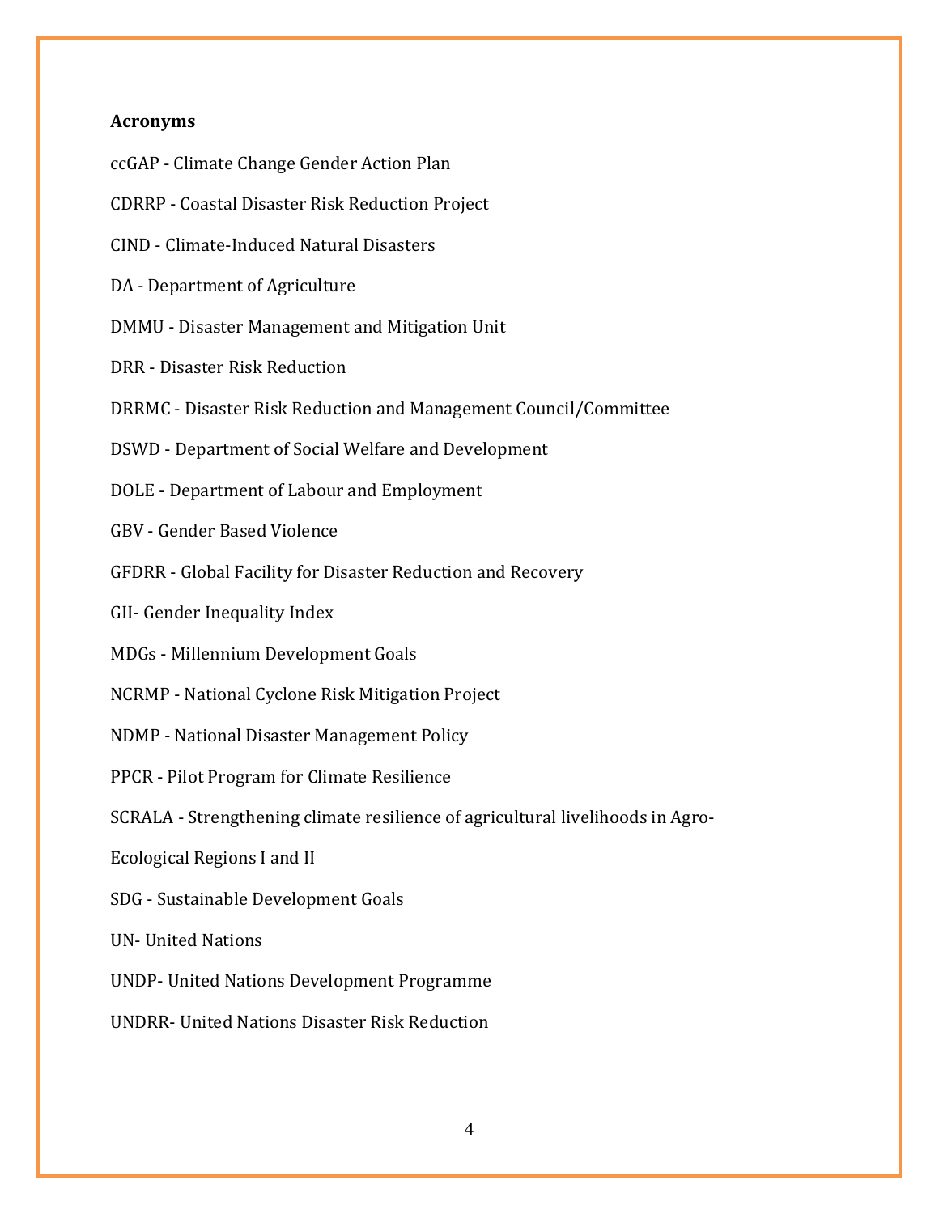**Acronyms**

ccGAP - Climate Change Gender Action Plan

CDRRP - Coastal Disaster Risk Reduction Project

CIND - Climate-Induced Natural Disasters

DA - Department of Agriculture

DMMU - Disaster Management and Mitigation Unit

DRR - Disaster Risk Reduction

DRRMC - Disaster Risk Reduction and Management Council/Committee

DSWD - Department of Social Welfare and Development

DOLE - Department of Labour and Employment

GBV - Gender Based Violence

GFDRR - Global Facility for Disaster Reduction and Recovery

GII- Gender Inequality Index

MDGs - Millennium Development Goals

NCRMP - National Cyclone Risk Mitigation Project

NDMP - National Disaster Management Policy

PPCR - Pilot Program for Climate Resilience

SCRALA - Strengthening climate resilience of agricultural livelihoods in Agro-Ecological Regions I and II

SDG - Sustainable Development Goals

UN- United Nations

UNDP- United Nations Development Programme

UNDRR- United Nations Disaster Risk Reduction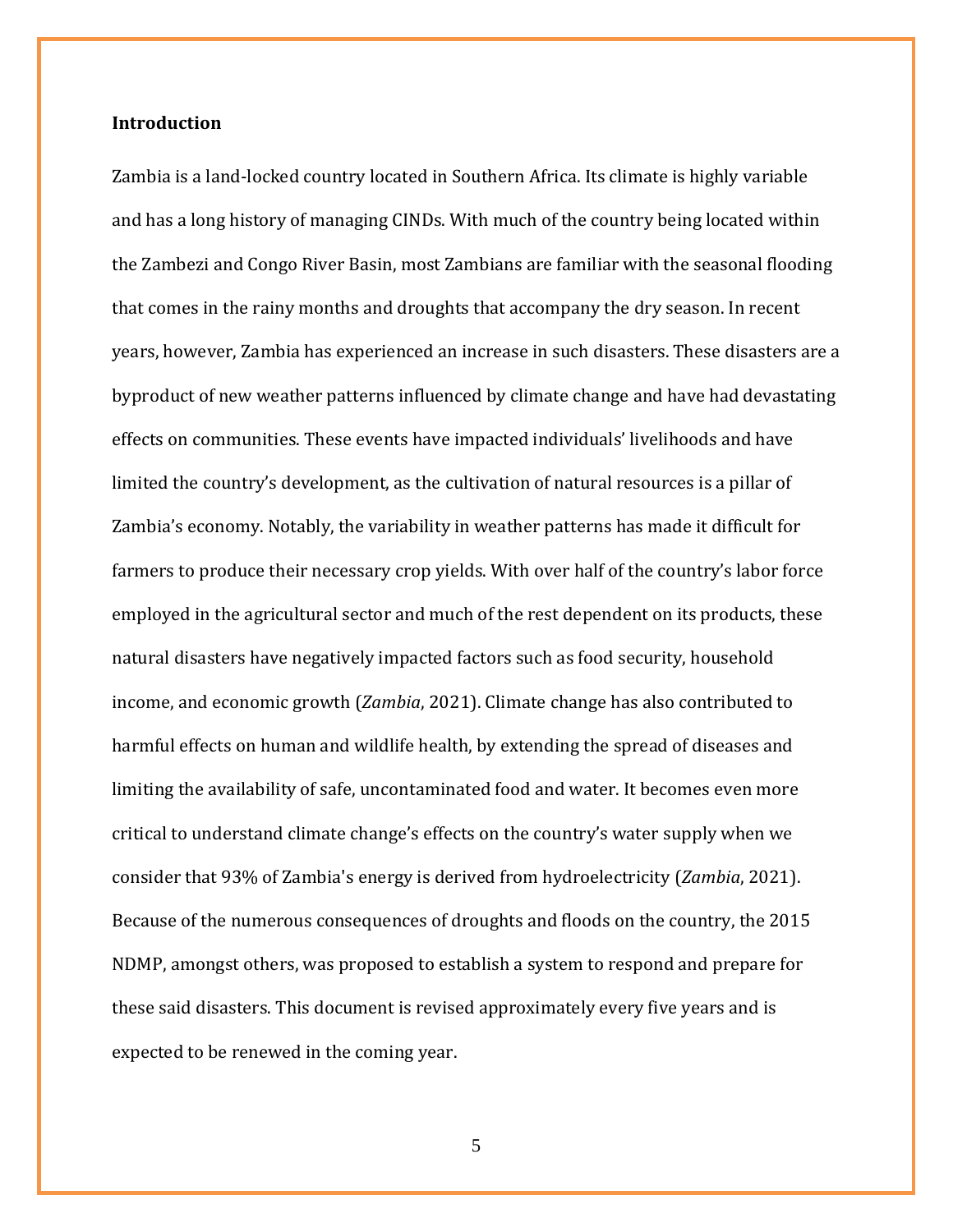**Introduction**

Zambia is a land-locked country located in Southern Africa. Its climate is highly variable and has a long history of managing CINDs. With much of the country being located within the Zambezi and Congo River Basin, most Zambians are familiar with the seasonal flooding that comes in the rainy months and droughts that accompany the dry season. In recent years, however, Zambia has experienced an increase in such disasters. These disasters are a byproduct of new weather patterns influenced by climate change and have had devastating effects on communities. These events have impacted individuals' livelihoods and have limited the country's development, as the cultivation of natural resources is a pillar of Zambia's economy. Notably, the variability in weather patterns has made it difficult for farmers to produce their necessary crop yields. With over half of the country's labor force employed in the agricultural sector and much of the rest dependent on its products, these natural disasters have negatively impacted factors such as food security, household income, and economic growth (*Zambia*, 2021). Climate change has also contributed to harmful effects on human and wildlife health, by extending the spread of diseases and limiting the availability of safe, uncontaminated food and water. It becomes even more critical to understand climate change's effects on the country's water supply when we consider that 93% of Zambia's energy is derived from hydroelectricity (*Zambia*, 2021). Because of the numerous consequences of droughts and floods on the country, the 2015 NDMP, amongst others, was proposed to establish a system to respond and prepare for these said disasters. This document is revised approximately every five years and is expected to be renewed in the coming year.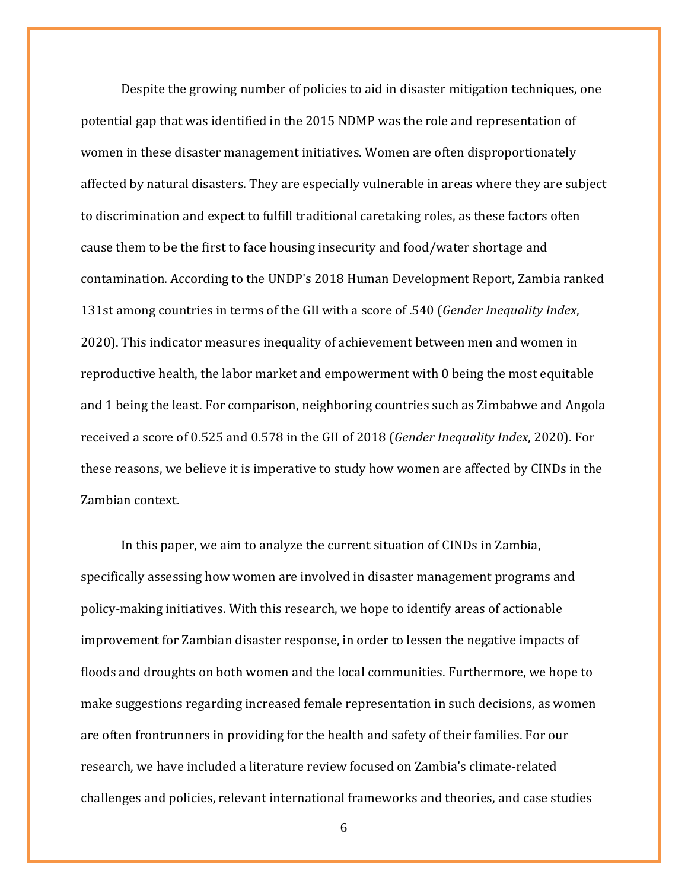Despite the growing number of policies to aid in disaster mitigation techniques, one potential gap that was identified in the 2015 NDMP was the role and representation of women in these disaster management initiatives. Women are often disproportionately affected by natural disasters. They are especially vulnerable in areas where they are subject to discrimination and expect to fulfill traditional caretaking roles, as these factors often cause them to be the first to face housing insecurity and food/water shortage and contamination. According to the UNDP's 2018 Human Development Report, Zambia ranked 131st among countries in terms of the GII with a score of .540 (*Gender Inequality Index*, 2020). This indicator measures inequality of achievement between men and women in reproductive health, the labor market and empowerment with 0 being the most equitable and 1 being the least. For comparison, neighboring countries such as Zimbabwe and Angola received a score of 0.525 and 0.578 in the GII of 2018 (*Gender Inequality Index*, 2020). For these reasons, we believe it is imperative to study how women are affected by CINDs in the Zambian context.

In this paper, we aim to analyze the current situation of CINDs in Zambia, specifically assessing how women are involved in disaster management programs and policy-making initiatives. With this research, we hope to identify areas of actionable improvement for Zambian disaster response, in order to lessen the negative impacts of floods and droughts on both women and the local communities. Furthermore, we hope to make suggestions regarding increased female representation in such decisions, as women are often frontrunners in providing for the health and safety of their families. For our research, we have included a literature review focused on Zambia's climate-related challenges and policies, relevant international frameworks and theories, and case studies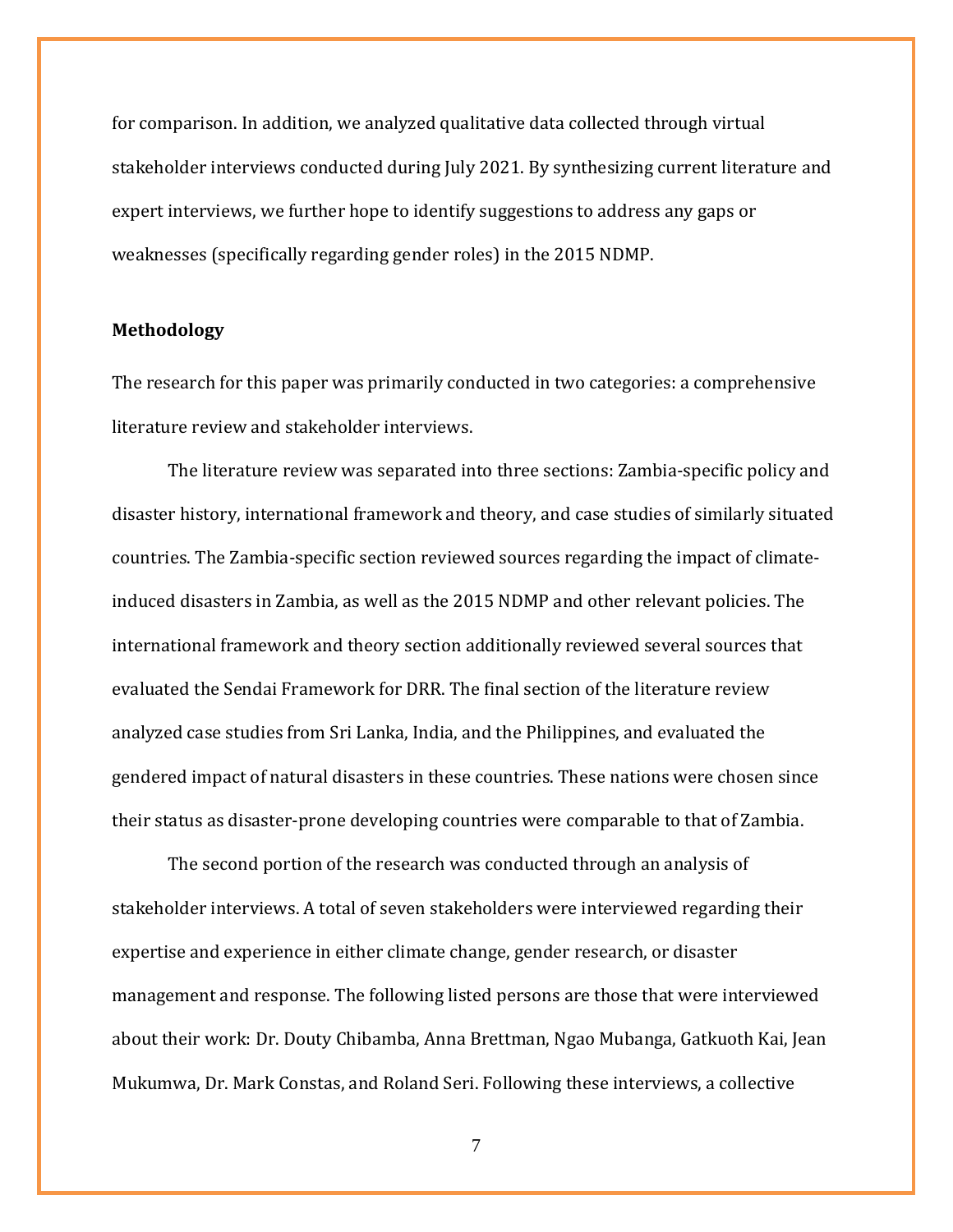for comparison. In addition, we analyzed qualitative data collected through virtual stakeholder interviews conducted during July 2021. By synthesizing current literature and expert interviews, we further hope to identify suggestions to address any gaps or weaknesses (specifically regarding gender roles) in the 2015 NDMP.

**Methodology**

The research for this paper was primarily conducted in two categories: a comprehensive literature review and stakeholder interviews.

The literature review was separated into three sections: Zambia-specific policy and disaster history, international framework and theory, and case studies of similarly situated countries. The Zambia-specific section reviewed sources regarding the impact of climate-induced disasters in Zambia, as well as the 2015 NDMP and other relevant policies. The international framework and theory section additionally reviewed several sources that evaluated the Sendai Framework for DRR. The final section of the literature review analyzed case studies from Sri Lanka, India, and the Philippines, and evaluated the gendered impact of natural disasters in these countries. These nations were chosen since their status as disaster-prone developing countries were comparable to that of Zambia.

The second portion of the research was conducted through an analysis of stakeholder interviews. A total of seven stakeholders were interviewed regarding their expertise and experience in either climate change, gender research, or disaster management and response. The following listed persons are those that were interviewed about their work: Dr. Douty Chibamba, Anna Brettman, Ngao Mubanga, Gatkuoth Kai, Jean Mukumwa, Dr. Mark Constas, and Roland Seri. Following these interviews, a collective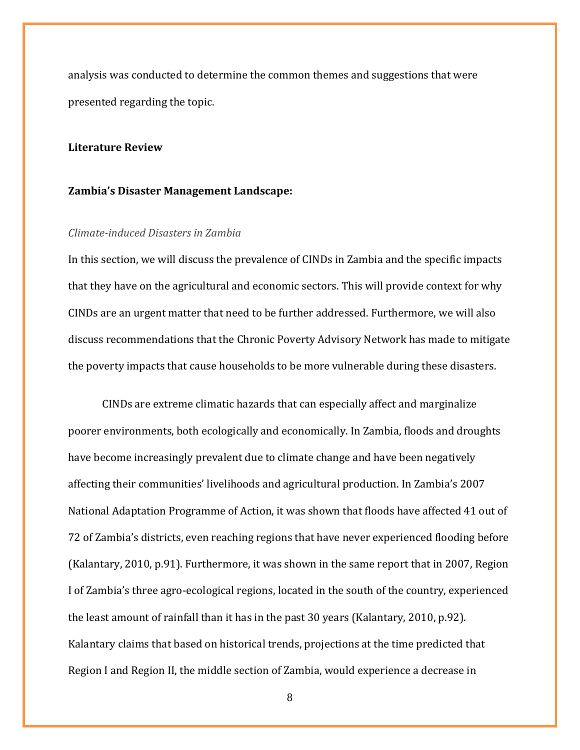analysis was conducted to determine the common themes and suggestions that were presented regarding the topic.

## Literature Review

### Zambia's Disaster Management Landscape:

*Climate-induced Disasters in Zambia*

In this section, we will discuss the prevalence of CINDs in Zambia and the specific impacts that they have on the agricultural and economic sectors. This will provide context for why CINDs are an urgent matter that need to be further addressed. Furthermore, we will also discuss recommendations that the Chronic Poverty Advisory Network has made to mitigate the poverty impacts that cause households to be more vulnerable during these disasters.

CINDs are extreme climatic hazards that can especially affect and marginalize poorer environments, both ecologically and economically. In Zambia, floods and droughts have become increasingly prevalent due to climate change and have been negatively affecting their communities' livelihoods and agricultural production. In Zambia's 2007 National Adaptation Programme of Action, it was shown that floods have affected 41 out of 72 of Zambia's districts, even reaching regions that have never experienced flooding before (Kalantary, 2010, p.91). Furthermore, it was shown in the same report that in 2007, Region I of Zambia's three agro-ecological regions, located in the south of the country, experienced the least amount of rainfall than it has in the past 30 years (Kalantary, 2010, p.92). Kalantary claims that based on historical trends, projections at the time predicted that Region I and Region II, the middle section of Zambia, would experience a decrease in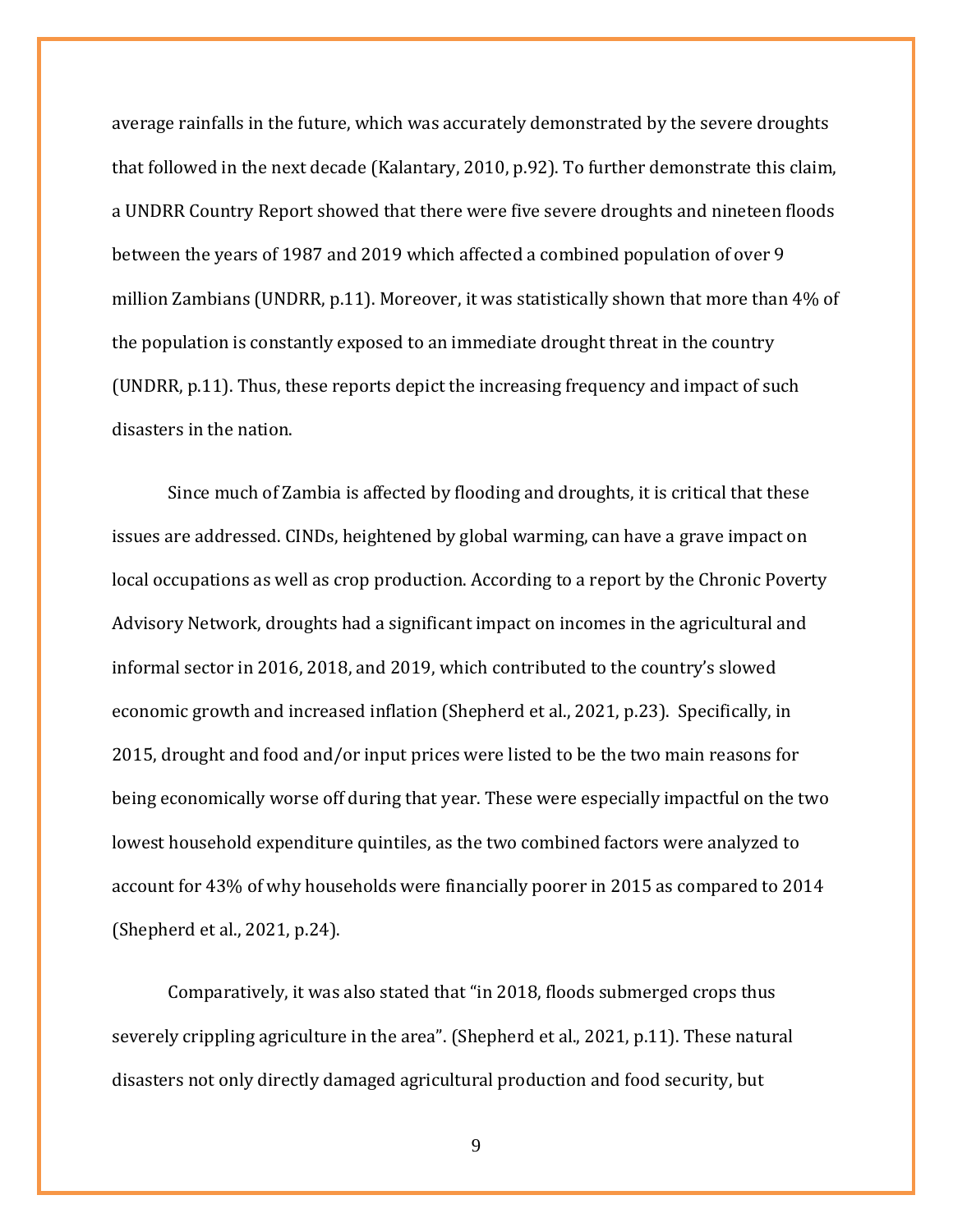average rainfalls in the future, which was accurately demonstrated by the severe droughts that followed in the next decade (Kalantary, 2010, p.92). To further demonstrate this claim, a UNDRR Country Report showed that there were five severe droughts and nineteen floods between the years of 1987 and 2019 which affected a combined population of over 9 million Zambians (UNDRR, p.11). Moreover, it was statistically shown that more than 4% of the population is constantly exposed to an immediate drought threat in the country (UNDRR, p.11). Thus, these reports depict the increasing frequency and impact of such disasters in the nation.

Since much of Zambia is affected by flooding and droughts, it is critical that these issues are addressed. CINDs, heightened by global warming, can have a grave impact on local occupations as well as crop production. According to a report by the Chronic Poverty Advisory Network, droughts had a significant impact on incomes in the agricultural and informal sector in 2016, 2018, and 2019, which contributed to the country's slowed economic growth and increased inflation (Shepherd et al., 2021, p.23). Specifically, in 2015, drought and food and/or input prices were listed to be the two main reasons for being economically worse off during that year. These were especially impactful on the two lowest household expenditure quintiles, as the two combined factors were analyzed to account for 43% of why households were financially poorer in 2015 as compared to 2014 (Shepherd et al., 2021, p.24).

Comparatively, it was also stated that "in 2018, floods submerged crops thus severely crippling agriculture in the area". (Shepherd et al., 2021, p.11). These natural disasters not only directly damaged agricultural production and food security, but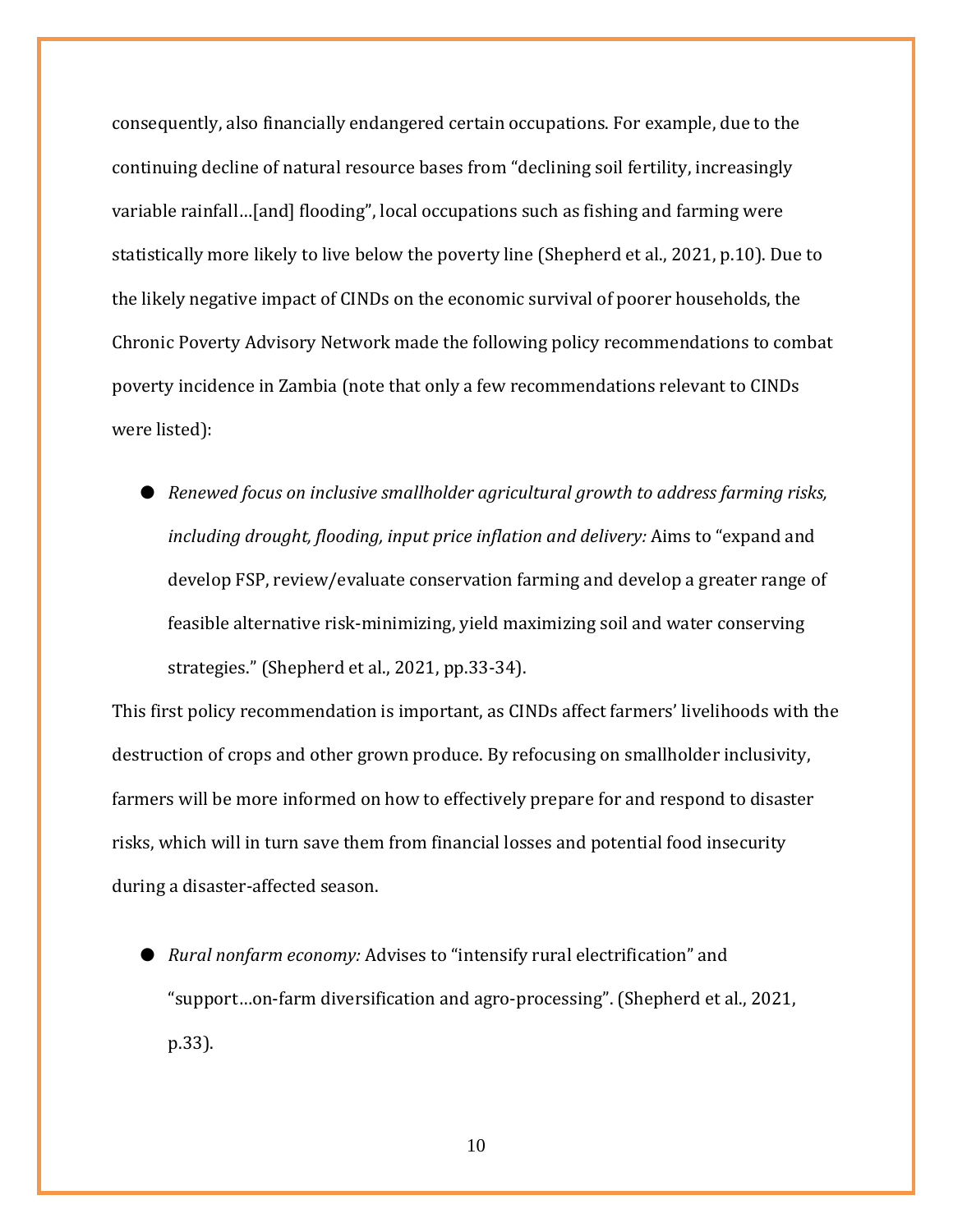consequently, also financially endangered certain occupations. For example, due to the continuing decline of natural resource bases from "declining soil fertility, increasingly variable rainfall…[and] flooding", local occupations such as fishing and farming were statistically more likely to live below the poverty line (Shepherd et al., 2021, p.10). Due to the likely negative impact of CINDs on the economic survival of poorer households, the Chronic Poverty Advisory Network made the following policy recommendations to combat poverty incidence in Zambia (note that only a few recommendations relevant to CINDs were listed):

- *Renewed focus on inclusive smallholder agricultural growth to address farming risks, including drought, flooding, input price inflation and delivery:* Aims to "expand and develop FSP, review/evaluate conservation farming and develop a greater range of feasible alternative risk-minimizing, yield maximizing soil and water conserving strategies." (Shepherd et al., 2021, pp.33-34).

This first policy recommendation is important, as CINDs affect farmers' livelihoods with the destruction of crops and other grown produce. By refocusing on smallholder inclusivity, farmers will be more informed on how to effectively prepare for and respond to disaster risks, which will in turn save them from financial losses and potential food insecurity during a disaster-affected season.

- *Rural nonfarm economy:* Advises to "intensify rural electrification" and "support…on-farm diversification and agro-processing". (Shepherd et al., 2021, p.33).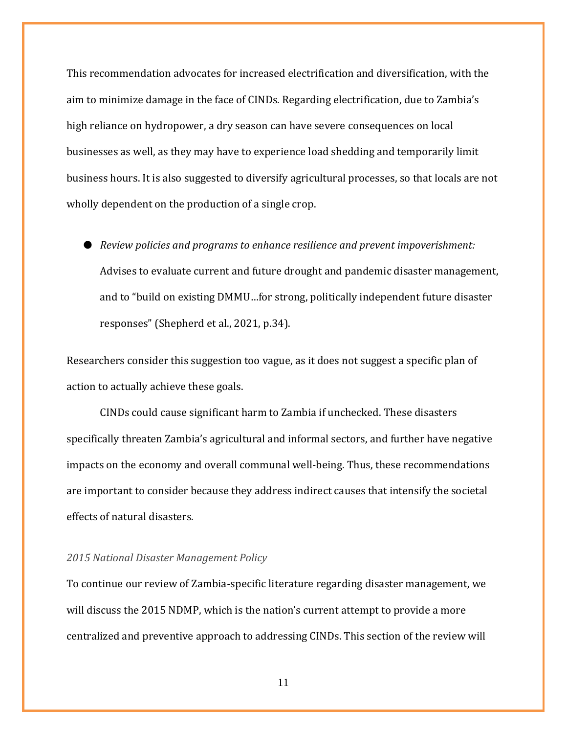This recommendation advocates for increased electrification and diversification, with the aim to minimize damage in the face of CINDs. Regarding electrification, due to Zambia's high reliance on hydropower, a dry season can have severe consequences on local businesses as well, as they may have to experience load shedding and temporarily limit business hours. It is also suggested to diversify agricultural processes, so that locals are not wholly dependent on the production of a single crop.

- *Review policies and programs to enhance resilience and prevent impoverishment:* Advises to evaluate current and future drought and pandemic disaster management, and to "build on existing DMMU…for strong, politically independent future disaster responses" (Shepherd et al., 2021, p.34).

Researchers consider this suggestion too vague, as it does not suggest a specific plan of action to actually achieve these goals.

CINDs could cause significant harm to Zambia if unchecked. These disasters specifically threaten Zambia's agricultural and informal sectors, and further have negative impacts on the economy and overall communal well-being. Thus, these recommendations are important to consider because they address indirect causes that intensify the societal effects of natural disasters.

### *2015 National Disaster Management Policy*

To continue our review of Zambia-specific literature regarding disaster management, we will discuss the 2015 NDMP, which is the nation's current attempt to provide a more centralized and preventive approach to addressing CINDs. This section of the review will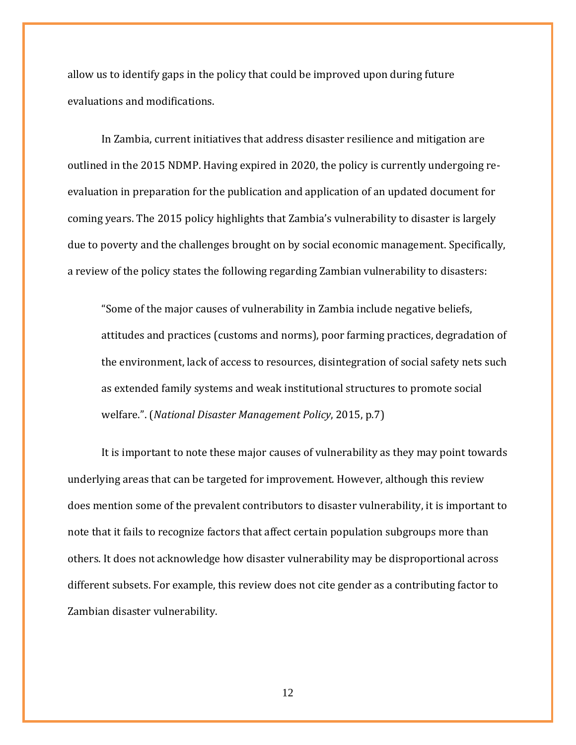allow us to identify gaps in the policy that could be improved upon during future evaluations and modifications.

In Zambia, current initiatives that address disaster resilience and mitigation are outlined in the 2015 NDMP. Having expired in 2020, the policy is currently undergoing re-evaluation in preparation for the publication and application of an updated document for coming years. The 2015 policy highlights that Zambia's vulnerability to disaster is largely due to poverty and the challenges brought on by social economic management. Specifically, a review of the policy states the following regarding Zambian vulnerability to disasters:

> "Some of the major causes of vulnerability in Zambia include negative beliefs, attitudes and practices (customs and norms), poor farming practices, degradation of the environment, lack of access to resources, disintegration of social safety nets such as extended family systems and weak institutional structures to promote social welfare.". (*National Disaster Management Policy*, 2015, p.7)

It is important to note these major causes of vulnerability as they may point towards underlying areas that can be targeted for improvement. However, although this review does mention some of the prevalent contributors to disaster vulnerability, it is important to note that it fails to recognize factors that affect certain population subgroups more than others. It does not acknowledge how disaster vulnerability may be disproportional across different subsets. For example, this review does not cite gender as a contributing factor to Zambian disaster vulnerability.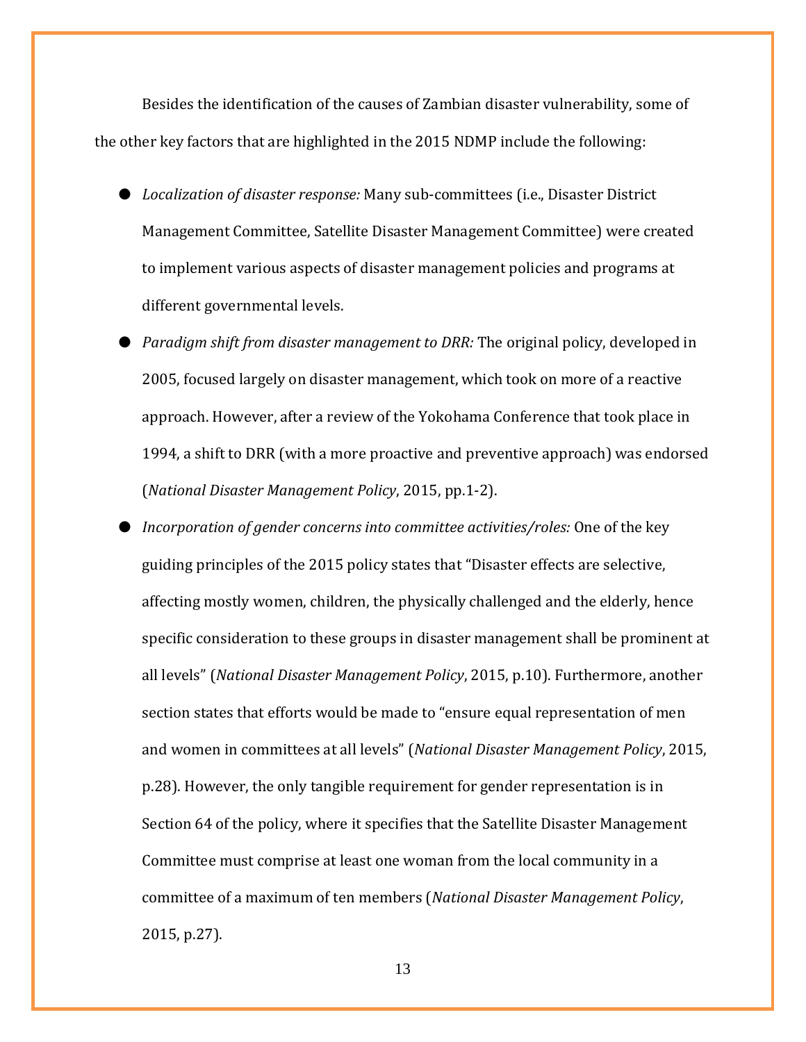Besides the identification of the causes of Zambian disaster vulnerability, some of the other key factors that are highlighted in the 2015 NDMP include the following:

- *Localization of disaster response:* Many sub-committees (i.e., Disaster District Management Committee, Satellite Disaster Management Committee) were created to implement various aspects of disaster management policies and programs at different governmental levels.
- *Paradigm shift from disaster management to DRR:* The original policy, developed in 2005, focused largely on disaster management, which took on more of a reactive approach. However, after a review of the Yokohama Conference that took place in 1994, a shift to DRR (with a more proactive and preventive approach) was endorsed (*National Disaster Management Policy*, 2015, pp.1-2).
- *Incorporation of gender concerns into committee activities/roles:* One of the key guiding principles of the 2015 policy states that "Disaster effects are selective, affecting mostly women, children, the physically challenged and the elderly, hence specific consideration to these groups in disaster management shall be prominent at all levels" (*National Disaster Management Policy*, 2015, p.10). Furthermore, another section states that efforts would be made to "ensure equal representation of men and women in committees at all levels" (*National Disaster Management Policy*, 2015, p.28). However, the only tangible requirement for gender representation is in Section 64 of the policy, where it specifies that the Satellite Disaster Management Committee must comprise at least one woman from the local community in a committee of a maximum of ten members (*National Disaster Management Policy*, 2015, p.27).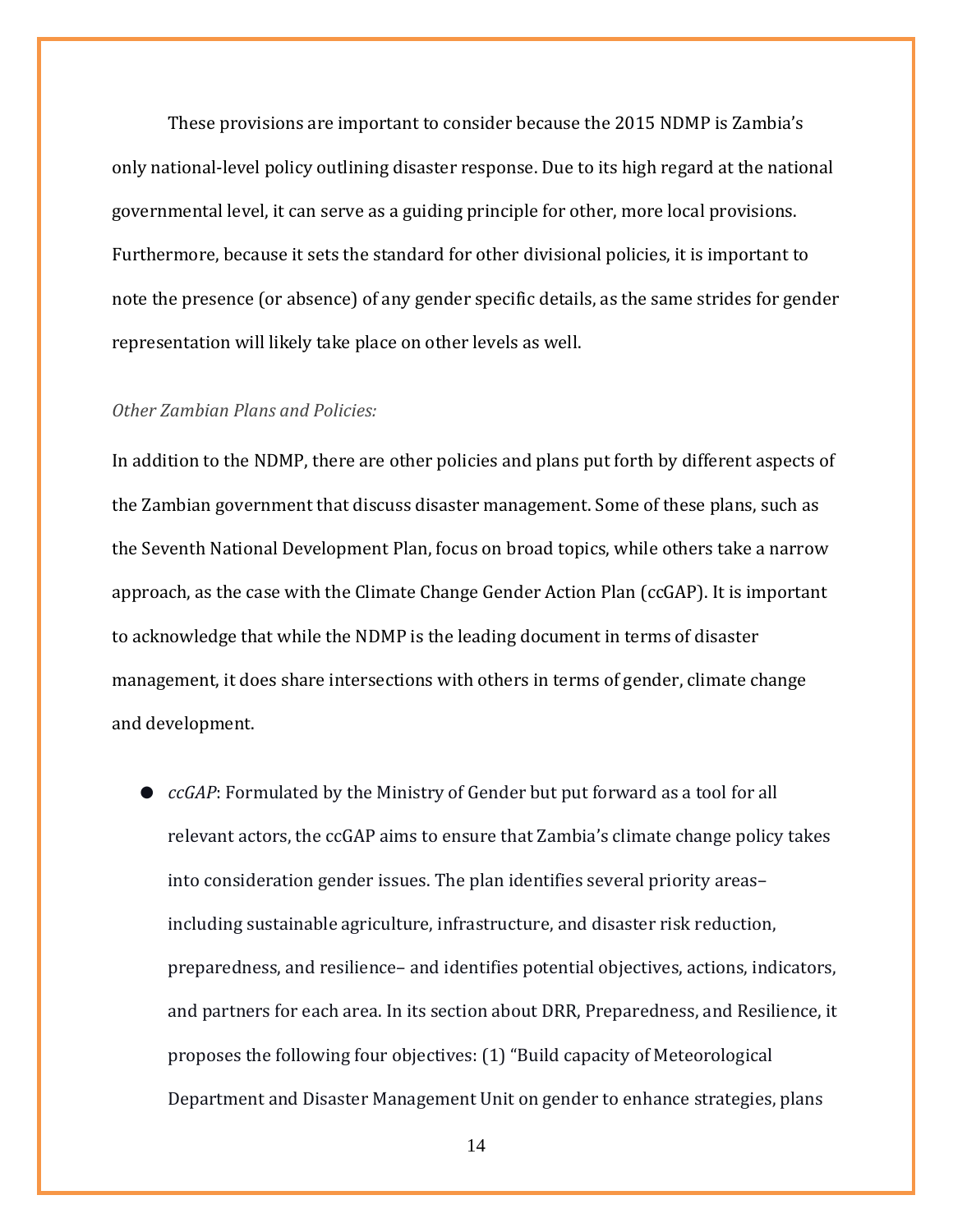These provisions are important to consider because the 2015 NDMP is Zambia's only national-level policy outlining disaster response. Due to its high regard at the national governmental level, it can serve as a guiding principle for other, more local provisions. Furthermore, because it sets the standard for other divisional policies, it is important to note the presence (or absence) of any gender specific details, as the same strides for gender representation will likely take place on other levels as well.

*Other Zambian Plans and Policies:*

In addition to the NDMP, there are other policies and plans put forth by different aspects of the Zambian government that discuss disaster management. Some of these plans, such as the Seventh National Development Plan, focus on broad topics, while others take a narrow approach, as the case with the Climate Change Gender Action Plan (ccGAP). It is important to acknowledge that while the NDMP is the leading document in terms of disaster management, it does share intersections with others in terms of gender, climate change and development.

- *ccGAP*: Formulated by the Ministry of Gender but put forward as a tool for all relevant actors, the ccGAP aims to ensure that Zambia's climate change policy takes into consideration gender issues. The plan identifies several priority areas– including sustainable agriculture, infrastructure, and disaster risk reduction, preparedness, and resilience– and identifies potential objectives, actions, indicators, and partners for each area. In its section about DRR, Preparedness, and Resilience, it proposes the following four objectives: (1) "Build capacity of Meteorological Department and Disaster Management Unit on gender to enhance strategies, plans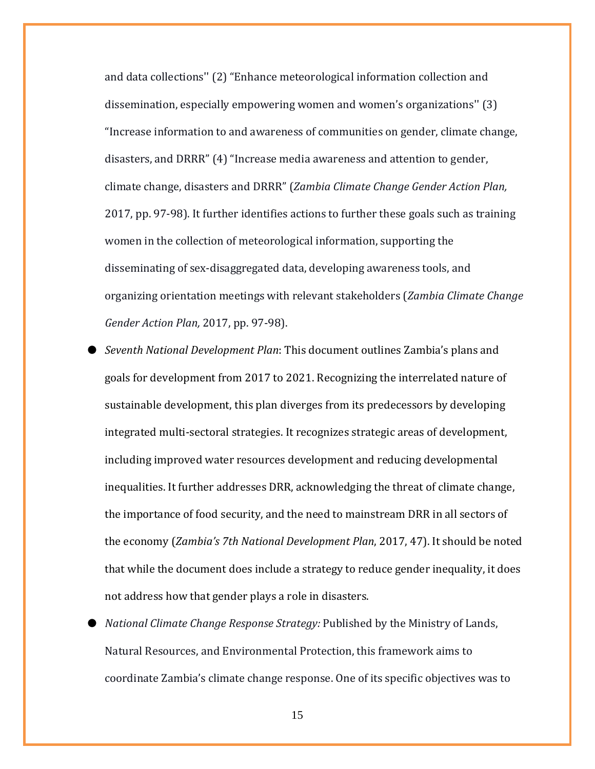and data collections'' (2) "Enhance meteorological information collection and dissemination, especially empowering women and women's organizations'' (3) "Increase information to and awareness of communities on gender, climate change, disasters, and DRRR" (4) "Increase media awareness and attention to gender, climate change, disasters and DRRR" (*Zambia Climate Change Gender Action Plan,* 2017, pp. 97-98). It further identifies actions to further these goals such as training women in the collection of meteorological information, supporting the disseminating of sex-disaggregated data, developing awareness tools, and organizing orientation meetings with relevant stakeholders (*Zambia Climate Change Gender Action Plan,* 2017, pp. 97-98).

- *Seventh National Development Plan*: This document outlines Zambia's plans and goals for development from 2017 to 2021. Recognizing the interrelated nature of sustainable development, this plan diverges from its predecessors by developing integrated multi-sectoral strategies. It recognizes strategic areas of development, including improved water resources development and reducing developmental inequalities. It further addresses DRR, acknowledging the threat of climate change, the importance of food security, and the need to mainstream DRR in all sectors of the economy (*Zambia's 7th National Development Plan*, 2017, 47). It should be noted that while the document does include a strategy to reduce gender inequality, it does not address how that gender plays a role in disasters.
- *National Climate Change Response Strategy:* Published by the Ministry of Lands, Natural Resources, and Environmental Protection, this framework aims to coordinate Zambia's climate change response. One of its specific objectives was to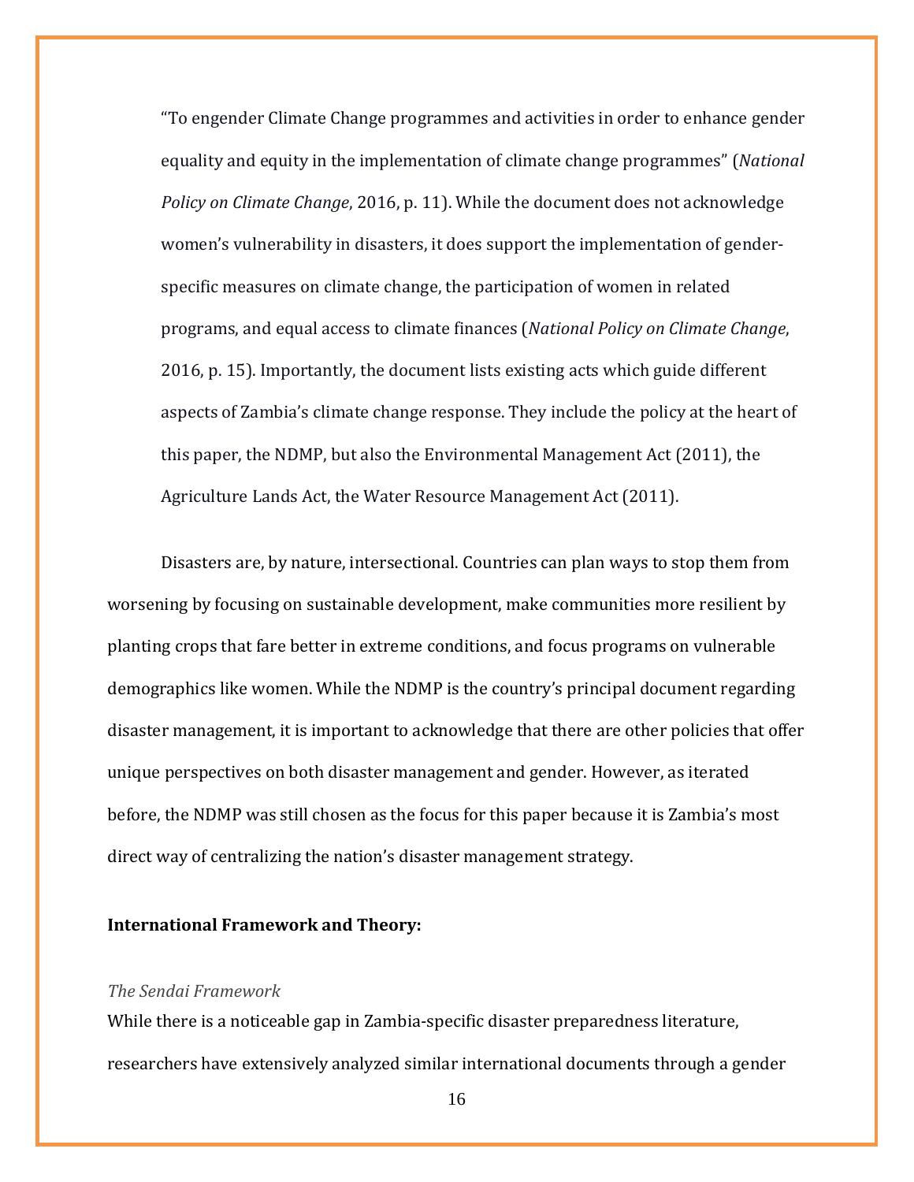"To engender Climate Change programmes and activities in order to enhance gender equality and equity in the implementation of climate change programmes" (*National Policy on Climate Change*, 2016, p. 11). While the document does not acknowledge women's vulnerability in disasters, it does support the implementation of gender-specific measures on climate change, the participation of women in related programs, and equal access to climate finances (*National Policy on Climate Change*, 2016, p. 15). Importantly, the document lists existing acts which guide different aspects of Zambia's climate change response. They include the policy at the heart of this paper, the NDMP, but also the Environmental Management Act (2011), the Agriculture Lands Act, the Water Resource Management Act (2011).

Disasters are, by nature, intersectional. Countries can plan ways to stop them from worsening by focusing on sustainable development, make communities more resilient by planting crops that fare better in extreme conditions, and focus programs on vulnerable demographics like women. While the NDMP is the country's principal document regarding disaster management, it is important to acknowledge that there are other policies that offer unique perspectives on both disaster management and gender. However, as iterated before, the NDMP was still chosen as the focus for this paper because it is Zambia's most direct way of centralizing the nation's disaster management strategy.

**International Framework and Theory:**

*The Sendai Framework*

While there is a noticeable gap in Zambia-specific disaster preparedness literature, researchers have extensively analyzed similar international documents through a gender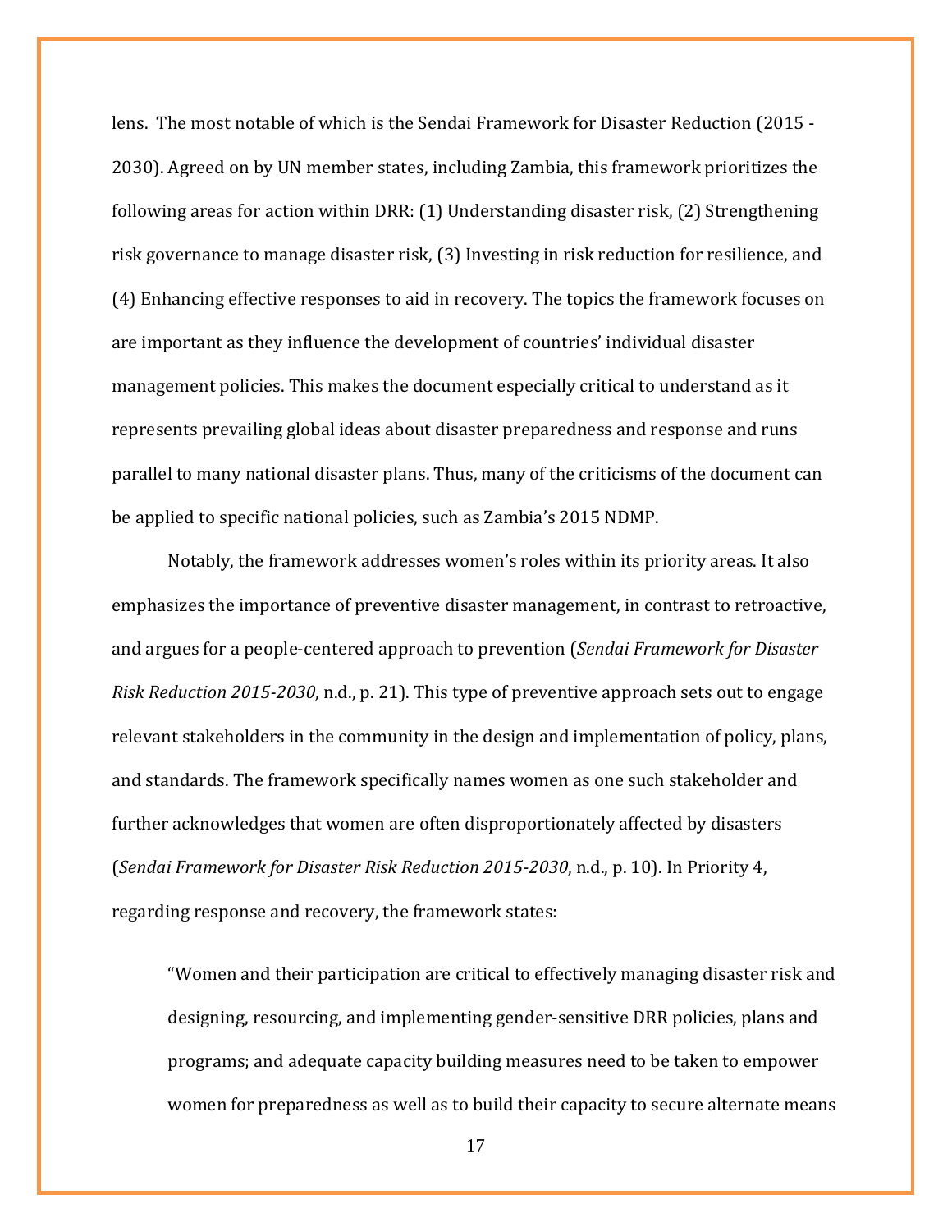lens. The most notable of which is the Sendai Framework for Disaster Reduction (2015 - 2030). Agreed on by UN member states, including Zambia, this framework prioritizes the following areas for action within DRR: (1) Understanding disaster risk, (2) Strengthening risk governance to manage disaster risk, (3) Investing in risk reduction for resilience, and (4) Enhancing effective responses to aid in recovery. The topics the framework focuses on are important as they influence the development of countries' individual disaster management policies. This makes the document especially critical to understand as it represents prevailing global ideas about disaster preparedness and response and runs parallel to many national disaster plans. Thus, many of the criticisms of the document can be applied to specific national policies, such as Zambia's 2015 NDMP.

Notably, the framework addresses women's roles within its priority areas. It also emphasizes the importance of preventive disaster management, in contrast to retroactive, and argues for a people-centered approach to prevention (*Sendai Framework for Disaster Risk Reduction 2015-2030*, n.d., p. 21). This type of preventive approach sets out to engage relevant stakeholders in the community in the design and implementation of policy, plans, and standards. The framework specifically names women as one such stakeholder and further acknowledges that women are often disproportionately affected by disasters (*Sendai Framework for Disaster Risk Reduction 2015-2030*, n.d., p. 10). In Priority 4, regarding response and recovery, the framework states:

> "Women and their participation are critical to effectively managing disaster risk and designing, resourcing, and implementing gender-sensitive DRR policies, plans and programs; and adequate capacity building measures need to be taken to empower women for preparedness as well as to build their capacity to secure alternate means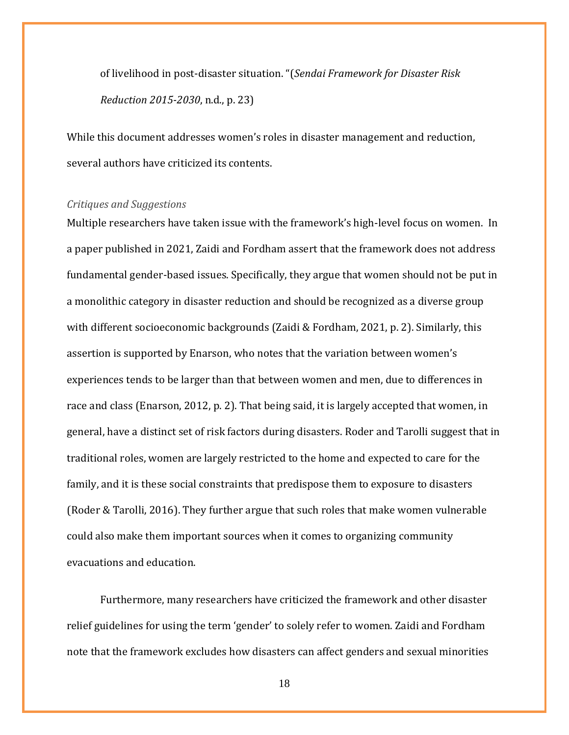of livelihood in post-disaster situation. "(*Sendai Framework for Disaster Risk Reduction 2015-2030*, n.d., p. 23)

While this document addresses women's roles in disaster management and reduction, several authors have criticized its contents.

### *Critiques and Suggestions*

Multiple researchers have taken issue with the framework's high-level focus on women. In a paper published in 2021, Zaidi and Fordham assert that the framework does not address fundamental gender-based issues. Specifically, they argue that women should not be put in a monolithic category in disaster reduction and should be recognized as a diverse group with different socioeconomic backgrounds (Zaidi & Fordham, 2021, p. 2). Similarly, this assertion is supported by Enarson, who notes that the variation between women's experiences tends to be larger than that between women and men, due to differences in race and class (Enarson, 2012, p. 2). That being said, it is largely accepted that women, in general, have a distinct set of risk factors during disasters. Roder and Tarolli suggest that in traditional roles, women are largely restricted to the home and expected to care for the family, and it is these social constraints that predispose them to exposure to disasters (Roder & Tarolli, 2016). They further argue that such roles that make women vulnerable could also make them important sources when it comes to organizing community evacuations and education.

Furthermore, many researchers have criticized the framework and other disaster relief guidelines for using the term 'gender' to solely refer to women. Zaidi and Fordham note that the framework excludes how disasters can affect genders and sexual minorities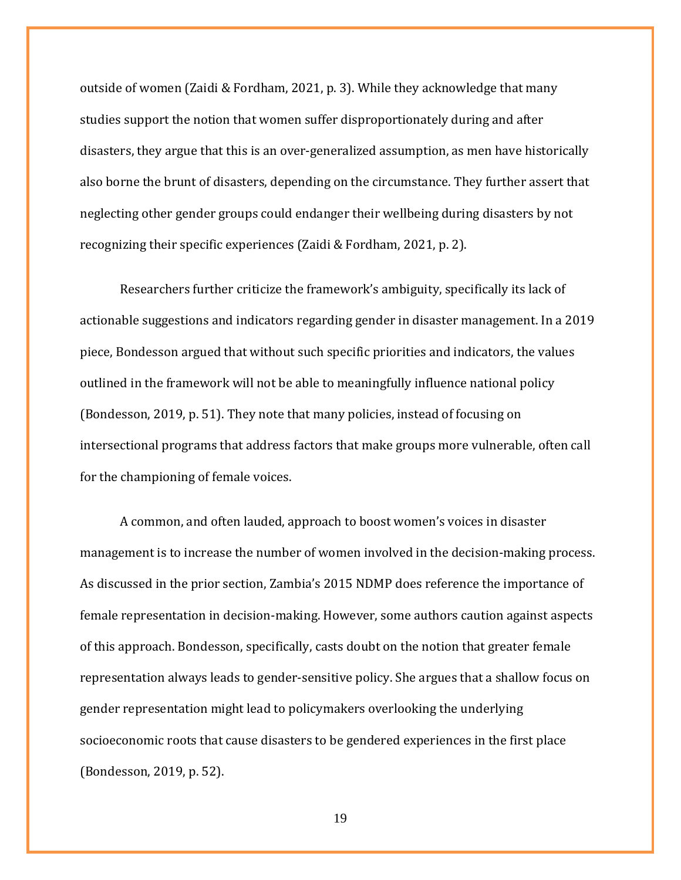outside of women (Zaidi & Fordham, 2021, p. 3). While they acknowledge that many studies support the notion that women suffer disproportionately during and after disasters, they argue that this is an over-generalized assumption, as men have historically also borne the brunt of disasters, depending on the circumstance. They further assert that neglecting other gender groups could endanger their wellbeing during disasters by not recognizing their specific experiences (Zaidi & Fordham, 2021, p. 2).

Researchers further criticize the framework's ambiguity, specifically its lack of actionable suggestions and indicators regarding gender in disaster management. In a 2019 piece, Bondesson argued that without such specific priorities and indicators, the values outlined in the framework will not be able to meaningfully influence national policy (Bondesson, 2019, p. 51). They note that many policies, instead of focusing on intersectional programs that address factors that make groups more vulnerable, often call for the championing of female voices.

A common, and often lauded, approach to boost women's voices in disaster management is to increase the number of women involved in the decision-making process. As discussed in the prior section, Zambia's 2015 NDMP does reference the importance of female representation in decision-making. However, some authors caution against aspects of this approach. Bondesson, specifically, casts doubt on the notion that greater female representation always leads to gender-sensitive policy. She argues that a shallow focus on gender representation might lead to policymakers overlooking the underlying socioeconomic roots that cause disasters to be gendered experiences in the first place (Bondesson, 2019, p. 52).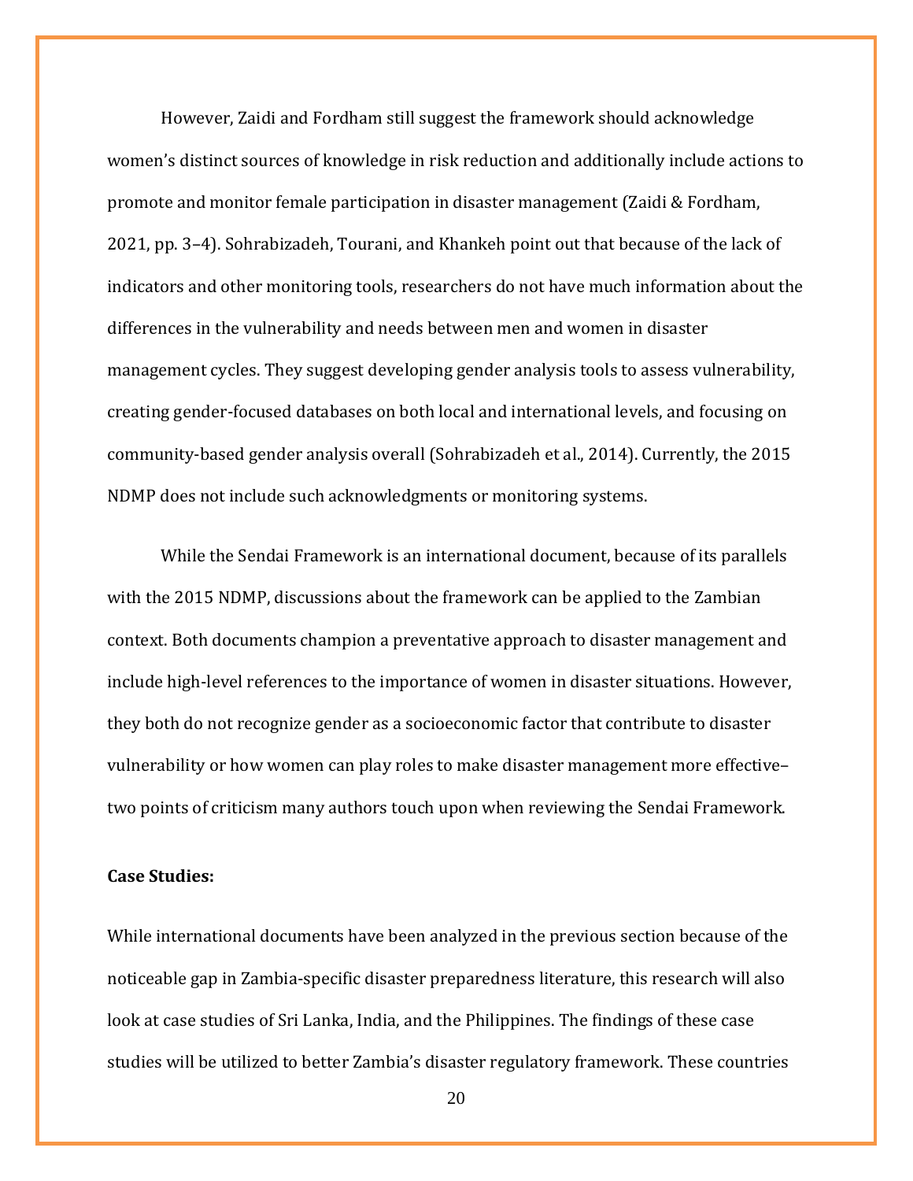However, Zaidi and Fordham still suggest the framework should acknowledge women's distinct sources of knowledge in risk reduction and additionally include actions to promote and monitor female participation in disaster management (Zaidi & Fordham, 2021, pp. 3–4). Sohrabizadeh, Tourani, and Khankeh point out that because of the lack of indicators and other monitoring tools, researchers do not have much information about the differences in the vulnerability and needs between men and women in disaster management cycles. They suggest developing gender analysis tools to assess vulnerability, creating gender-focused databases on both local and international levels, and focusing on community-based gender analysis overall (Sohrabizadeh et al., 2014). Currently, the 2015 NDMP does not include such acknowledgments or monitoring systems.

While the Sendai Framework is an international document, because of its parallels with the 2015 NDMP, discussions about the framework can be applied to the Zambian context. Both documents champion a preventative approach to disaster management and include high-level references to the importance of women in disaster situations. However, they both do not recognize gender as a socioeconomic factor that contribute to disaster vulnerability or how women can play roles to make disaster management more effective–two points of criticism many authors touch upon when reviewing the Sendai Framework.

**Case Studies:**

While international documents have been analyzed in the previous section because of the noticeable gap in Zambia-specific disaster preparedness literature, this research will also look at case studies of Sri Lanka, India, and the Philippines. The findings of these case studies will be utilized to better Zambia's disaster regulatory framework. These countries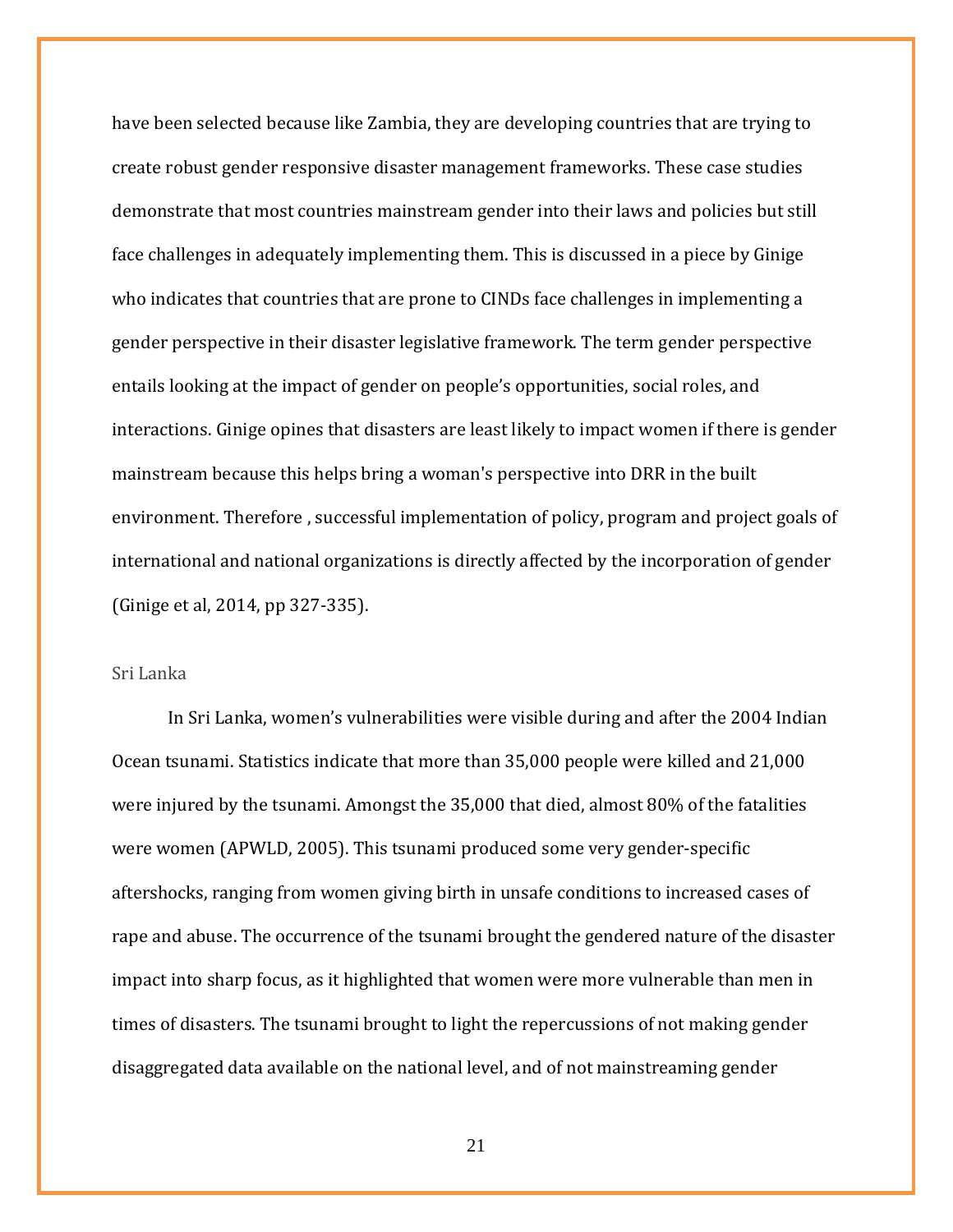have been selected because like Zambia, they are developing countries that are trying to create robust gender responsive disaster management frameworks. These case studies demonstrate that most countries mainstream gender into their laws and policies but still face challenges in adequately implementing them. This is discussed in a piece by Ginige who indicates that countries that are prone to CINDs face challenges in implementing a gender perspective in their disaster legislative framework. The term gender perspective entails looking at the impact of gender on people's opportunities, social roles, and interactions. Ginige opines that disasters are least likely to impact women if there is gender mainstream because this helps bring a woman's perspective into DRR in the built environment. Therefore , successful implementation of policy, program and project goals of international and national organizations is directly affected by the incorporation of gender (Ginige et al, 2014, pp 327-335).

### Sri Lanka

In Sri Lanka, women's vulnerabilities were visible during and after the 2004 Indian Ocean tsunami. Statistics indicate that more than 35,000 people were killed and 21,000 were injured by the tsunami. Amongst the 35,000 that died, almost 80% of the fatalities were women (APWLD, 2005). This tsunami produced some very gender-specific aftershocks, ranging from women giving birth in unsafe conditions to increased cases of rape and abuse. The occurrence of the tsunami brought the gendered nature of the disaster impact into sharp focus, as it highlighted that women were more vulnerable than men in times of disasters. The tsunami brought to light the repercussions of not making gender disaggregated data available on the national level, and of not mainstreaming gender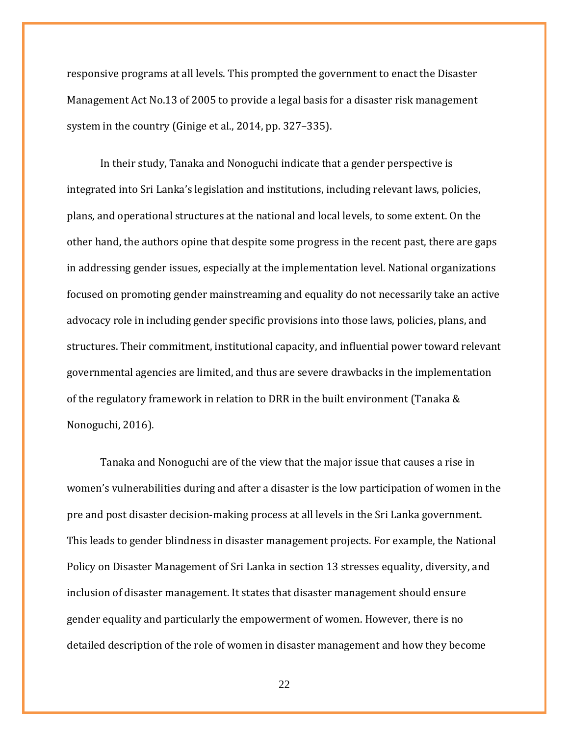responsive programs at all levels. This prompted the government to enact the Disaster Management Act No.13 of 2005 to provide a legal basis for a disaster risk management system in the country (Ginige et al., 2014, pp. 327–335).

In their study, Tanaka and Nonoguchi indicate that a gender perspective is integrated into Sri Lanka's legislation and institutions, including relevant laws, policies, plans, and operational structures at the national and local levels, to some extent. On the other hand, the authors opine that despite some progress in the recent past, there are gaps in addressing gender issues, especially at the implementation level. National organizations focused on promoting gender mainstreaming and equality do not necessarily take an active advocacy role in including gender specific provisions into those laws, policies, plans, and structures. Their commitment, institutional capacity, and influential power toward relevant governmental agencies are limited, and thus are severe drawbacks in the implementation of the regulatory framework in relation to DRR in the built environment (Tanaka & Nonoguchi, 2016).

Tanaka and Nonoguchi are of the view that the major issue that causes a rise in women's vulnerabilities during and after a disaster is the low participation of women in the pre and post disaster decision-making process at all levels in the Sri Lanka government. This leads to gender blindness in disaster management projects. For example, the National Policy on Disaster Management of Sri Lanka in section 13 stresses equality, diversity, and inclusion of disaster management. It states that disaster management should ensure gender equality and particularly the empowerment of women. However, there is no detailed description of the role of women in disaster management and how they become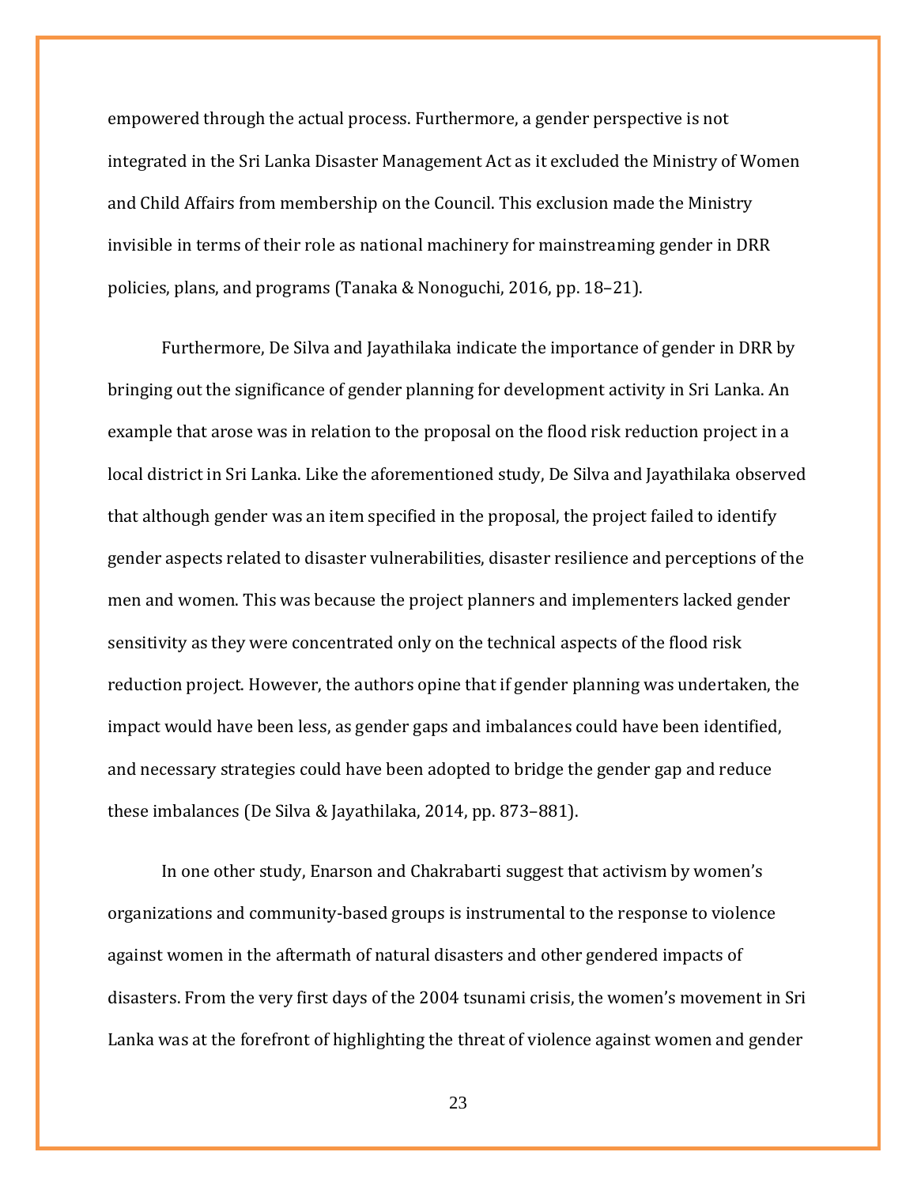empowered through the actual process. Furthermore, a gender perspective is not integrated in the Sri Lanka Disaster Management Act as it excluded the Ministry of Women and Child Affairs from membership on the Council. This exclusion made the Ministry invisible in terms of their role as national machinery for mainstreaming gender in DRR policies, plans, and programs (Tanaka & Nonoguchi, 2016, pp. 18–21).

Furthermore, De Silva and Jayathilaka indicate the importance of gender in DRR by bringing out the significance of gender planning for development activity in Sri Lanka. An example that arose was in relation to the proposal on the flood risk reduction project in a local district in Sri Lanka. Like the aforementioned study, De Silva and Jayathilaka observed that although gender was an item specified in the proposal, the project failed to identify gender aspects related to disaster vulnerabilities, disaster resilience and perceptions of the men and women. This was because the project planners and implementers lacked gender sensitivity as they were concentrated only on the technical aspects of the flood risk reduction project. However, the authors opine that if gender planning was undertaken, the impact would have been less, as gender gaps and imbalances could have been identified, and necessary strategies could have been adopted to bridge the gender gap and reduce these imbalances (De Silva & Jayathilaka, 2014, pp. 873–881).

In one other study, Enarson and Chakrabarti suggest that activism by women's organizations and community-based groups is instrumental to the response to violence against women in the aftermath of natural disasters and other gendered impacts of disasters. From the very first days of the 2004 tsunami crisis, the women's movement in Sri Lanka was at the forefront of highlighting the threat of violence against women and gender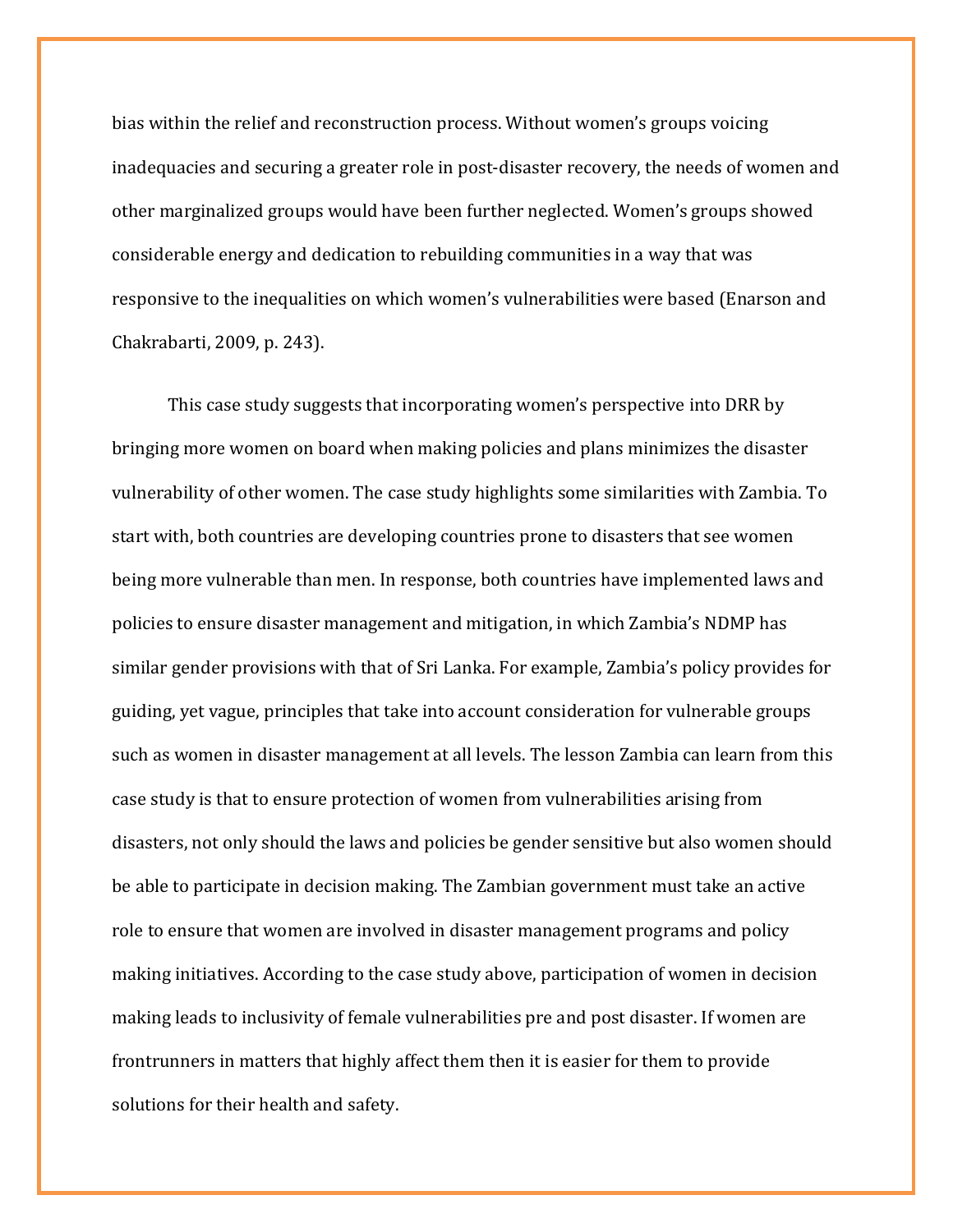bias within the relief and reconstruction process. Without women's groups voicing inadequacies and securing a greater role in post-disaster recovery, the needs of women and other marginalized groups would have been further neglected. Women's groups showed considerable energy and dedication to rebuilding communities in a way that was responsive to the inequalities on which women's vulnerabilities were based (Enarson and Chakrabarti, 2009, p. 243).

This case study suggests that incorporating women's perspective into DRR by bringing more women on board when making policies and plans minimizes the disaster vulnerability of other women. The case study highlights some similarities with Zambia. To start with, both countries are developing countries prone to disasters that see women being more vulnerable than men. In response, both countries have implemented laws and policies to ensure disaster management and mitigation, in which Zambia's NDMP has similar gender provisions with that of Sri Lanka. For example, Zambia's policy provides for guiding, yet vague, principles that take into account consideration for vulnerable groups such as women in disaster management at all levels. The lesson Zambia can learn from this case study is that to ensure protection of women from vulnerabilities arising from disasters, not only should the laws and policies be gender sensitive but also women should be able to participate in decision making. The Zambian government must take an active role to ensure that women are involved in disaster management programs and policy making initiatives. According to the case study above, participation of women in decision making leads to inclusivity of female vulnerabilities pre and post disaster. If women are frontrunners in matters that highly affect them then it is easier for them to provide solutions for their health and safety.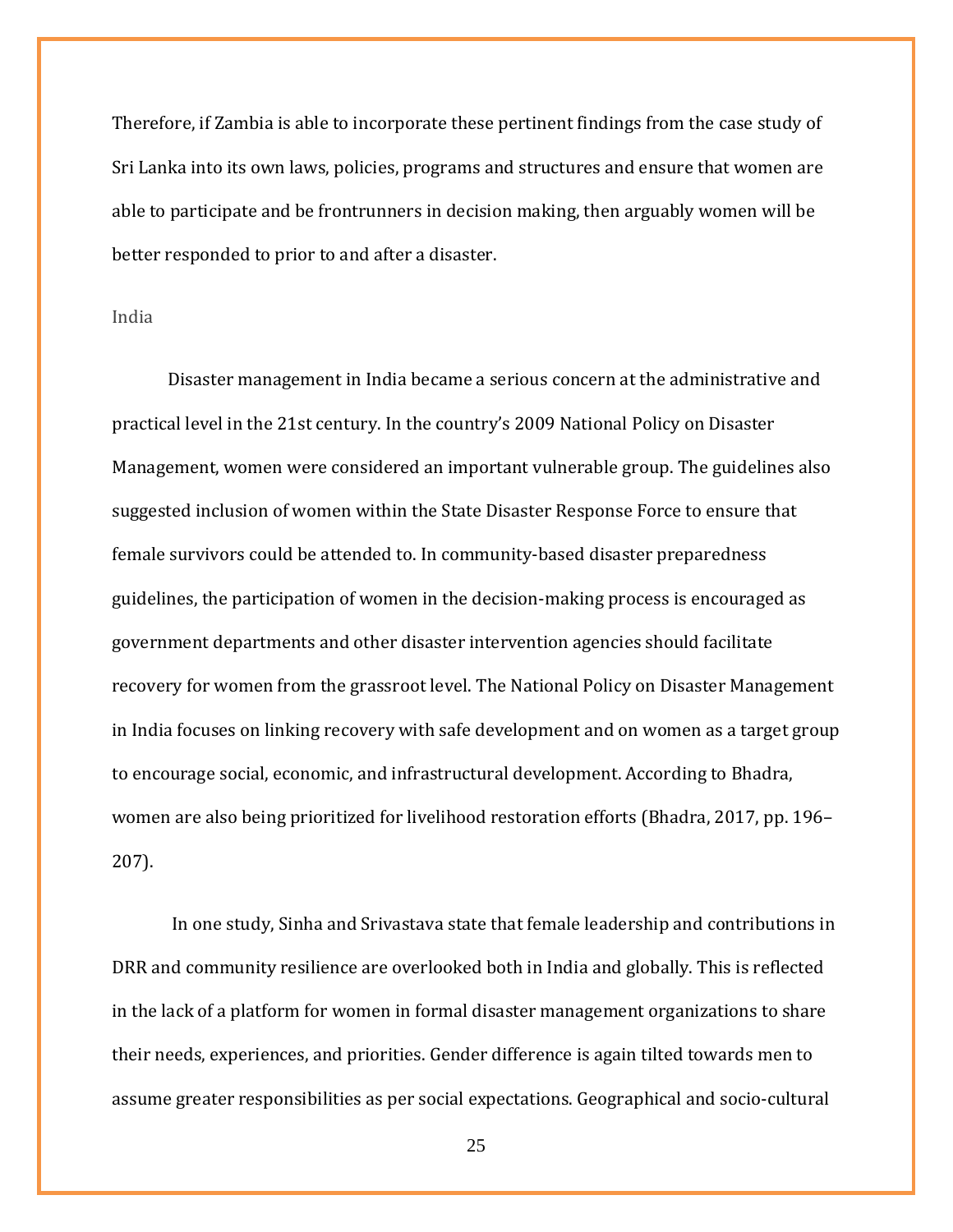Therefore, if Zambia is able to incorporate these pertinent findings from the case study of Sri Lanka into its own laws, policies, programs and structures and ensure that women are able to participate and be frontrunners in decision making, then arguably women will be better responded to prior to and after a disaster.

### India

Disaster management in India became a serious concern at the administrative and practical level in the 21st century. In the country's 2009 National Policy on Disaster Management, women were considered an important vulnerable group. The guidelines also suggested inclusion of women within the State Disaster Response Force to ensure that female survivors could be attended to. In community-based disaster preparedness guidelines, the participation of women in the decision-making process is encouraged as government departments and other disaster intervention agencies should facilitate recovery for women from the grassroot level. The National Policy on Disaster Management in India focuses on linking recovery with safe development and on women as a target group to encourage social, economic, and infrastructural development. According to Bhadra, women are also being prioritized for livelihood restoration efforts (Bhadra, 2017, pp. 196–207).

In one study, Sinha and Srivastava state that female leadership and contributions in DRR and community resilience are overlooked both in India and globally. This is reflected in the lack of a platform for women in formal disaster management organizations to share their needs, experiences, and priorities. Gender difference is again tilted towards men to assume greater responsibilities as per social expectations. Geographical and socio-cultural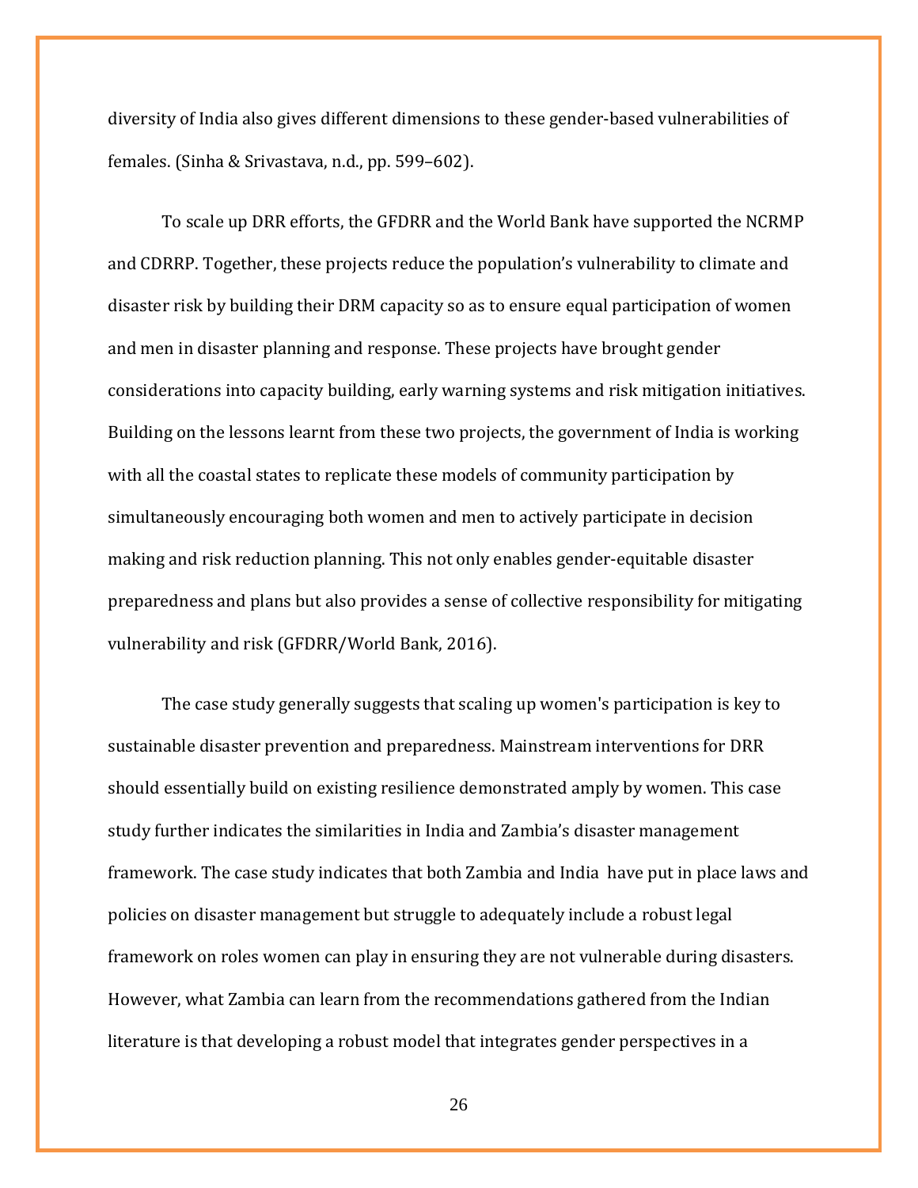diversity of India also gives different dimensions to these gender-based vulnerabilities of females. (Sinha & Srivastava, n.d., pp. 599–602).

To scale up DRR efforts, the GFDRR and the World Bank have supported the NCRMP and CDRRP. Together, these projects reduce the population's vulnerability to climate and disaster risk by building their DRM capacity so as to ensure equal participation of women and men in disaster planning and response. These projects have brought gender considerations into capacity building, early warning systems and risk mitigation initiatives. Building on the lessons learnt from these two projects, the government of India is working with all the coastal states to replicate these models of community participation by simultaneously encouraging both women and men to actively participate in decision making and risk reduction planning. This not only enables gender-equitable disaster preparedness and plans but also provides a sense of collective responsibility for mitigating vulnerability and risk (GFDRR/World Bank, 2016).

The case study generally suggests that scaling up women's participation is key to sustainable disaster prevention and preparedness. Mainstream interventions for DRR should essentially build on existing resilience demonstrated amply by women. This case study further indicates the similarities in India and Zambia's disaster management framework. The case study indicates that both Zambia and India have put in place laws and policies on disaster management but struggle to adequately include a robust legal framework on roles women can play in ensuring they are not vulnerable during disasters. However, what Zambia can learn from the recommendations gathered from the Indian literature is that developing a robust model that integrates gender perspectives in a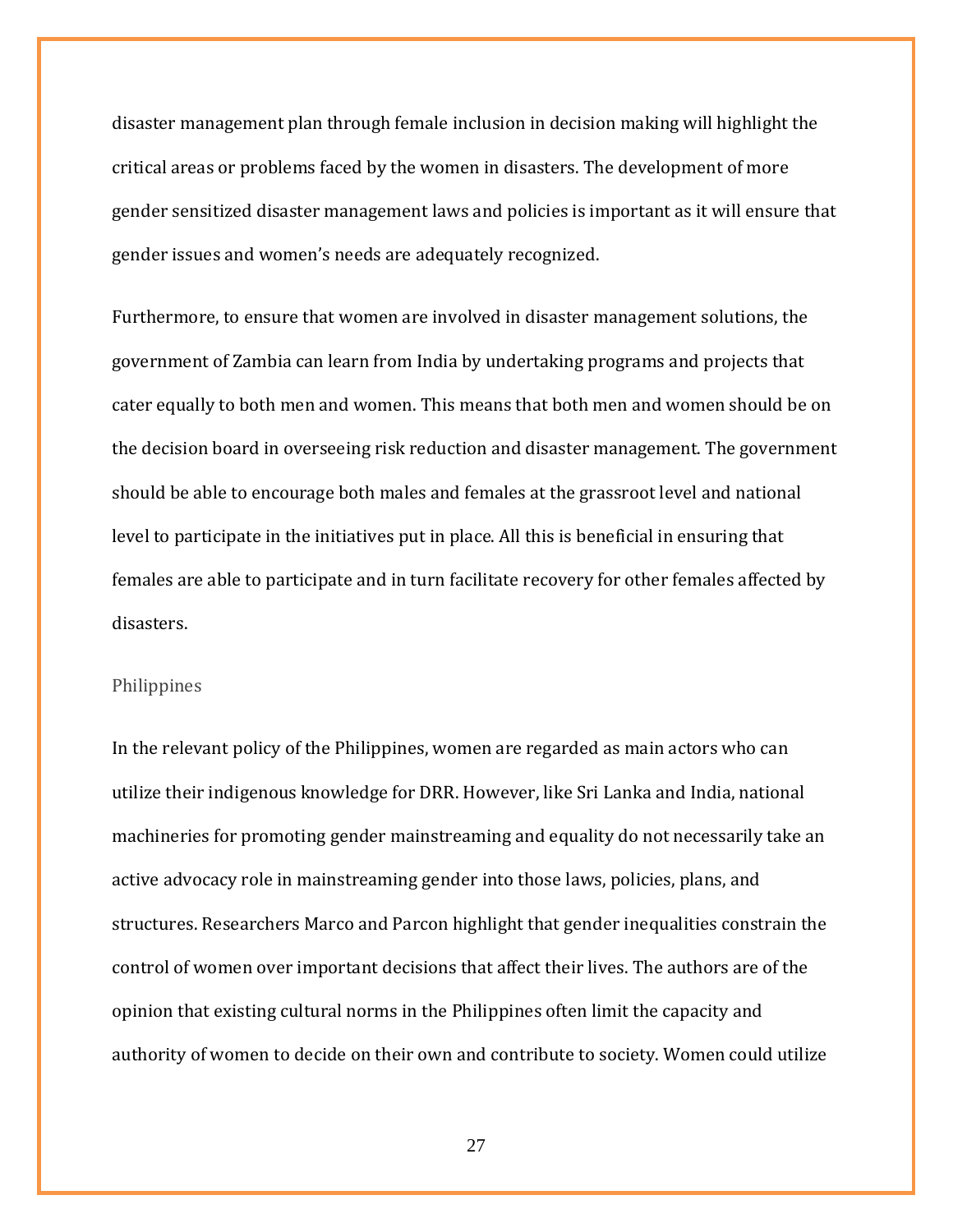disaster management plan through female inclusion in decision making will highlight the critical areas or problems faced by the women in disasters. The development of more gender sensitized disaster management laws and policies is important as it will ensure that gender issues and women's needs are adequately recognized.

Furthermore, to ensure that women are involved in disaster management solutions, the government of Zambia can learn from India by undertaking programs and projects that cater equally to both men and women. This means that both men and women should be on the decision board in overseeing risk reduction and disaster management. The government should be able to encourage both males and females at the grassroot level and national level to participate in the initiatives put in place. All this is beneficial in ensuring that females are able to participate and in turn facilitate recovery for other females affected by disasters.

### Philippines

In the relevant policy of the Philippines, women are regarded as main actors who can utilize their indigenous knowledge for DRR. However, like Sri Lanka and India, national machineries for promoting gender mainstreaming and equality do not necessarily take an active advocacy role in mainstreaming gender into those laws, policies, plans, and structures. Researchers Marco and Parcon highlight that gender inequalities constrain the control of women over important decisions that affect their lives. The authors are of the opinion that existing cultural norms in the Philippines often limit the capacity and authority of women to decide on their own and contribute to society. Women could utilize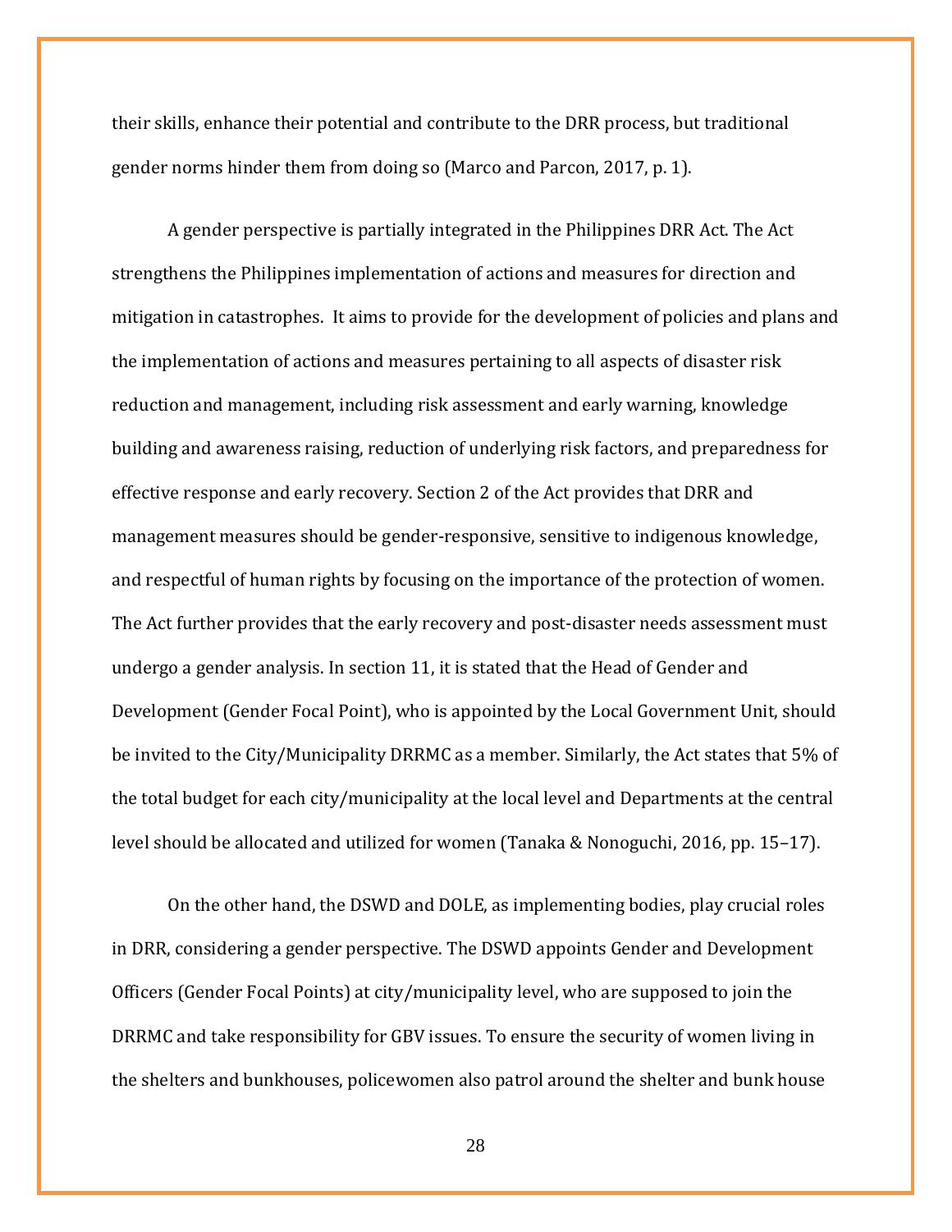their skills, enhance their potential and contribute to the DRR process, but traditional gender norms hinder them from doing so (Marco and Parcon, 2017, p. 1).

A gender perspective is partially integrated in the Philippines DRR Act. The Act strengthens the Philippines implementation of actions and measures for direction and mitigation in catastrophes. It aims to provide for the development of policies and plans and the implementation of actions and measures pertaining to all aspects of disaster risk reduction and management, including risk assessment and early warning, knowledge building and awareness raising, reduction of underlying risk factors, and preparedness for effective response and early recovery. Section 2 of the Act provides that DRR and management measures should be gender-responsive, sensitive to indigenous knowledge, and respectful of human rights by focusing on the importance of the protection of women. The Act further provides that the early recovery and post-disaster needs assessment must undergo a gender analysis. In section 11, it is stated that the Head of Gender and Development (Gender Focal Point), who is appointed by the Local Government Unit, should be invited to the City/Municipality DRRMC as a member. Similarly, the Act states that 5% of the total budget for each city/municipality at the local level and Departments at the central level should be allocated and utilized for women (Tanaka & Nonoguchi, 2016, pp. 15–17).

On the other hand, the DSWD and DOLE, as implementing bodies, play crucial roles in DRR, considering a gender perspective. The DSWD appoints Gender and Development Officers (Gender Focal Points) at city/municipality level, who are supposed to join the DRRMC and take responsibility for GBV issues. To ensure the security of women living in the shelters and bunkhouses, policewomen also patrol around the shelter and bunk house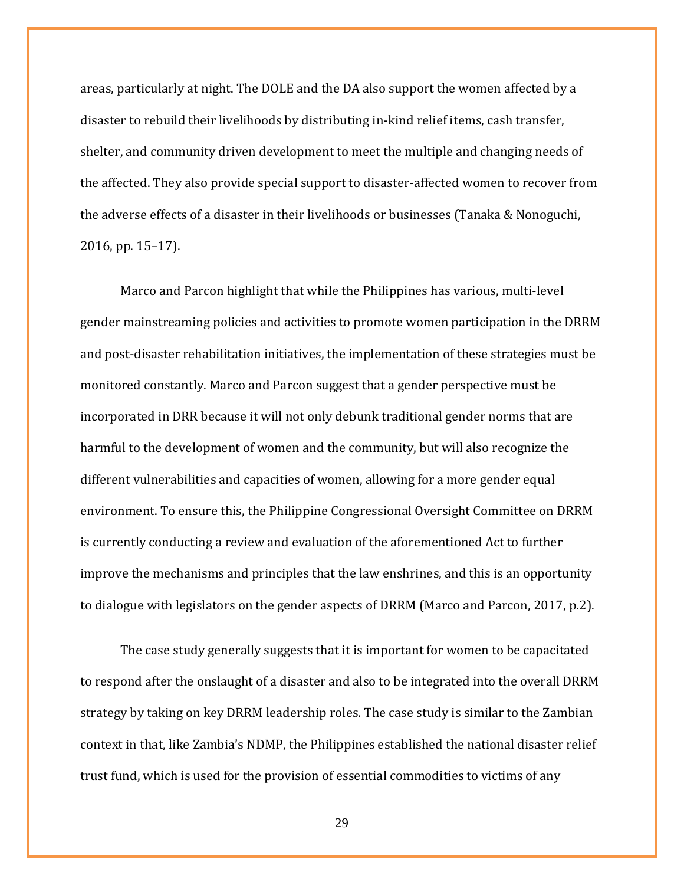areas, particularly at night. The DOLE and the DA also support the women affected by a disaster to rebuild their livelihoods by distributing in-kind relief items, cash transfer, shelter, and community driven development to meet the multiple and changing needs of the affected. They also provide special support to disaster-affected women to recover from the adverse effects of a disaster in their livelihoods or businesses (Tanaka & Nonoguchi, 2016, pp. 15–17).

Marco and Parcon highlight that while the Philippines has various, multi-level gender mainstreaming policies and activities to promote women participation in the DRRM and post-disaster rehabilitation initiatives, the implementation of these strategies must be monitored constantly. Marco and Parcon suggest that a gender perspective must be incorporated in DRR because it will not only debunk traditional gender norms that are harmful to the development of women and the community, but will also recognize the different vulnerabilities and capacities of women, allowing for a more gender equal environment. To ensure this, the Philippine Congressional Oversight Committee on DRRM is currently conducting a review and evaluation of the aforementioned Act to further improve the mechanisms and principles that the law enshrines, and this is an opportunity to dialogue with legislators on the gender aspects of DRRM (Marco and Parcon, 2017, p.2).

The case study generally suggests that it is important for women to be capacitated to respond after the onslaught of a disaster and also to be integrated into the overall DRRM strategy by taking on key DRRM leadership roles. The case study is similar to the Zambian context in that, like Zambia's NDMP, the Philippines established the national disaster relief trust fund, which is used for the provision of essential commodities to victims of any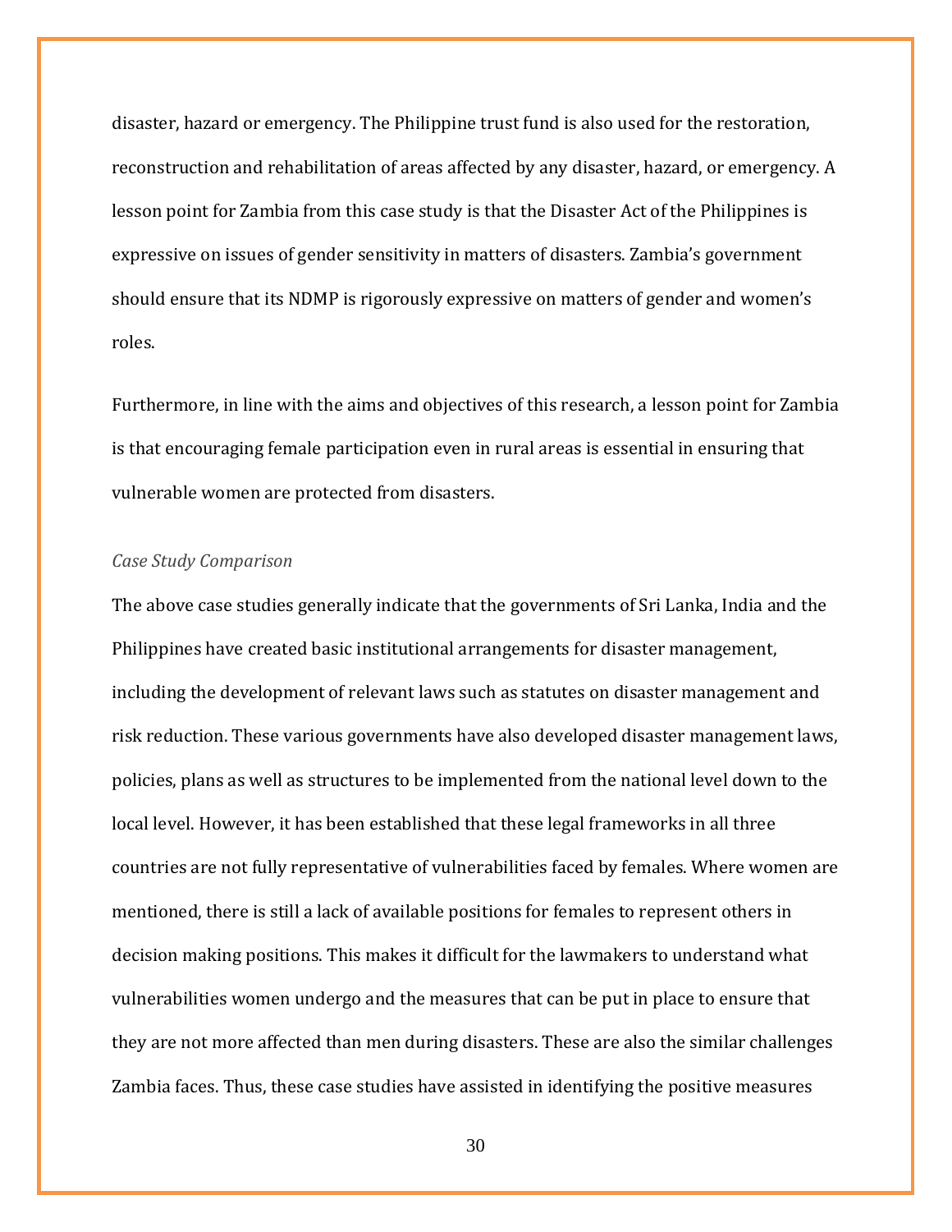disaster, hazard or emergency. The Philippine trust fund is also used for the restoration, reconstruction and rehabilitation of areas affected by any disaster, hazard, or emergency. A lesson point for Zambia from this case study is that the Disaster Act of the Philippines is expressive on issues of gender sensitivity in matters of disasters. Zambia's government should ensure that its NDMP is rigorously expressive on matters of gender and women's roles.

Furthermore, in line with the aims and objectives of this research, a lesson point for Zambia is that encouraging female participation even in rural areas is essential in ensuring that vulnerable women are protected from disasters.

*Case Study Comparison*

The above case studies generally indicate that the governments of Sri Lanka, India and the Philippines have created basic institutional arrangements for disaster management, including the development of relevant laws such as statutes on disaster management and risk reduction. These various governments have also developed disaster management laws, policies, plans as well as structures to be implemented from the national level down to the local level. However, it has been established that these legal frameworks in all three countries are not fully representative of vulnerabilities faced by females. Where women are mentioned, there is still a lack of available positions for females to represent others in decision making positions. This makes it difficult for the lawmakers to understand what vulnerabilities women undergo and the measures that can be put in place to ensure that they are not more affected than men during disasters. These are also the similar challenges Zambia faces. Thus, these case studies have assisted in identifying the positive measures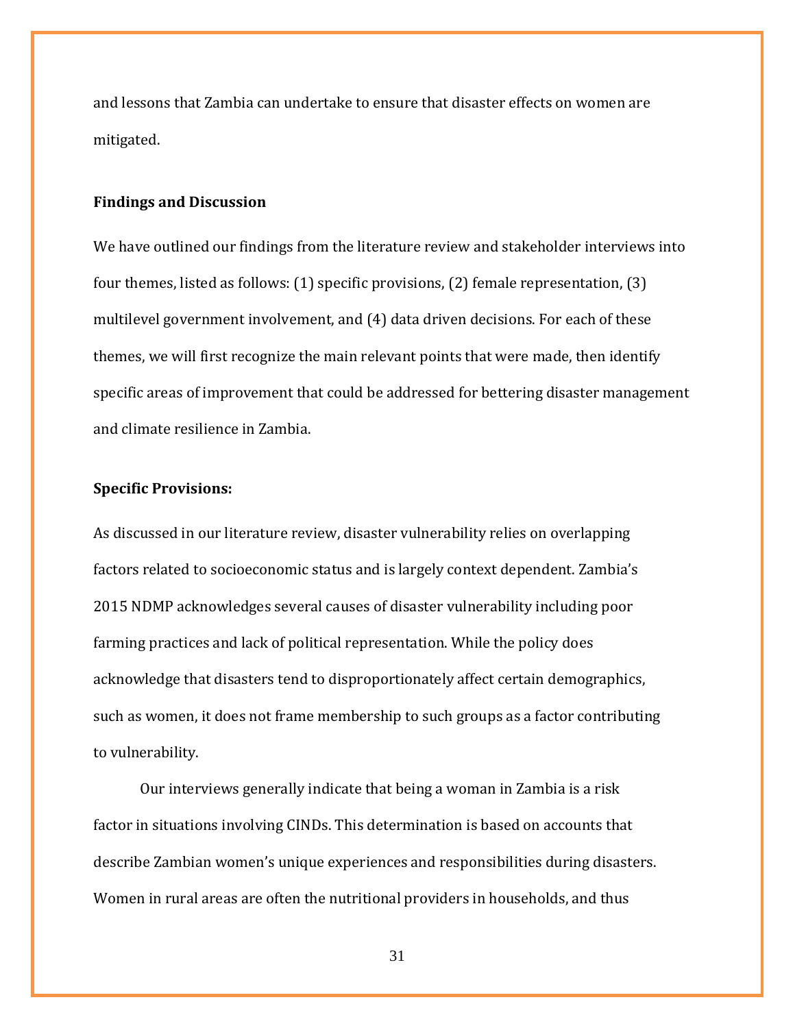and lessons that Zambia can undertake to ensure that disaster effects on women are mitigated.

**Findings and Discussion**

We have outlined our findings from the literature review and stakeholder interviews into four themes, listed as follows: (1) specific provisions, (2) female representation, (3) multilevel government involvement, and (4) data driven decisions. For each of these themes, we will first recognize the main relevant points that were made, then identify specific areas of improvement that could be addressed for bettering disaster management and climate resilience in Zambia.

**Specific Provisions:**

As discussed in our literature review, disaster vulnerability relies on overlapping factors related to socioeconomic status and is largely context dependent. Zambia's 2015 NDMP acknowledges several causes of disaster vulnerability including poor farming practices and lack of political representation. While the policy does acknowledge that disasters tend to disproportionately affect certain demographics, such as women, it does not frame membership to such groups as a factor contributing to vulnerability.

Our interviews generally indicate that being a woman in Zambia is a risk factor in situations involving CINDs. This determination is based on accounts that describe Zambian women's unique experiences and responsibilities during disasters. Women in rural areas are often the nutritional providers in households, and thus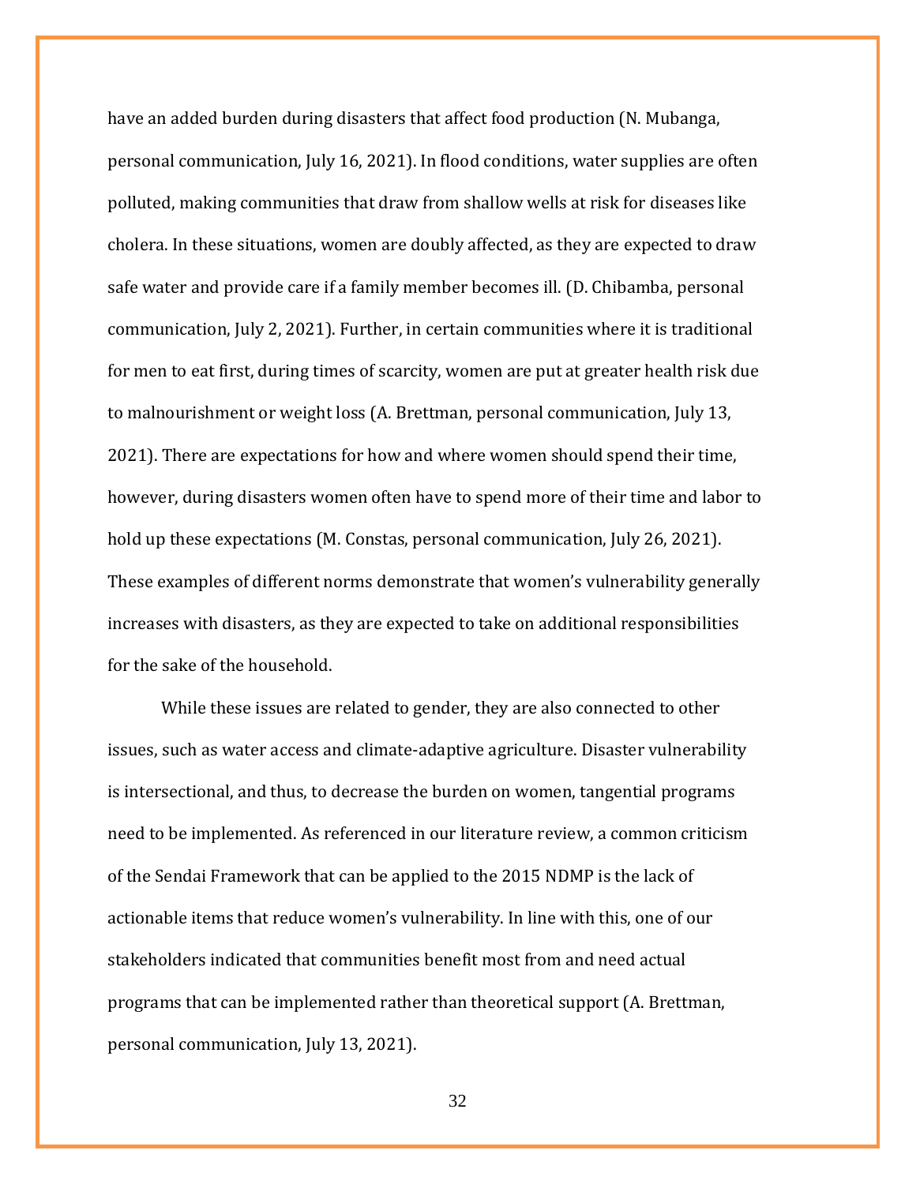have an added burden during disasters that affect food production (N. Mubanga, personal communication, July 16, 2021). In flood conditions, water supplies are often polluted, making communities that draw from shallow wells at risk for diseases like cholera. In these situations, women are doubly affected, as they are expected to draw safe water and provide care if a family member becomes ill. (D. Chibamba, personal communication, July 2, 2021). Further, in certain communities where it is traditional for men to eat first, during times of scarcity, women are put at greater health risk due to malnourishment or weight loss (A. Brettman, personal communication, July 13, 2021). There are expectations for how and where women should spend their time, however, during disasters women often have to spend more of their time and labor to hold up these expectations (M. Constas, personal communication, July 26, 2021). These examples of different norms demonstrate that women's vulnerability generally increases with disasters, as they are expected to take on additional responsibilities for the sake of the household.

While these issues are related to gender, they are also connected to other issues, such as water access and climate-adaptive agriculture. Disaster vulnerability is intersectional, and thus, to decrease the burden on women, tangential programs need to be implemented. As referenced in our literature review, a common criticism of the Sendai Framework that can be applied to the 2015 NDMP is the lack of actionable items that reduce women's vulnerability. In line with this, one of our stakeholders indicated that communities benefit most from and need actual programs that can be implemented rather than theoretical support (A. Brettman, personal communication, July 13, 2021).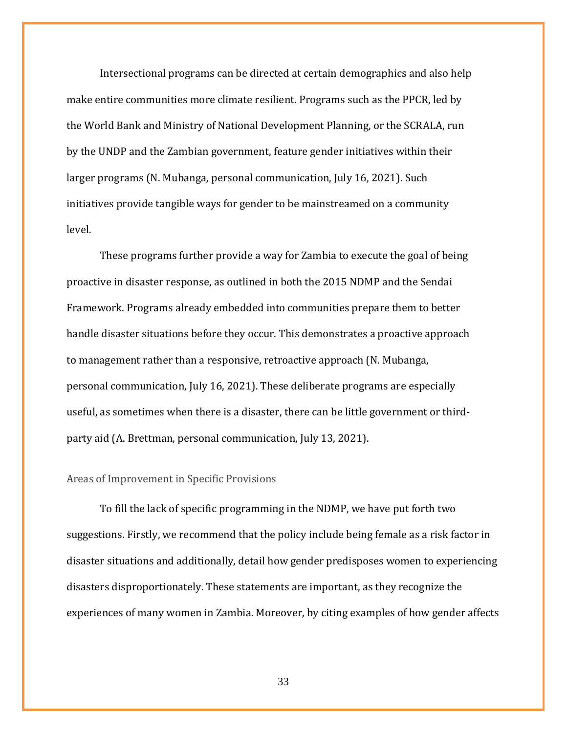Intersectional programs can be directed at certain demographics and also help make entire communities more climate resilient. Programs such as the PPCR, led by the World Bank and Ministry of National Development Planning, or the SCRALA, run by the UNDP and the Zambian government, feature gender initiatives within their larger programs (N. Mubanga, personal communication, July 16, 2021). Such initiatives provide tangible ways for gender to be mainstreamed on a community level.

These programs further provide a way for Zambia to execute the goal of being proactive in disaster response, as outlined in both the 2015 NDMP and the Sendai Framework. Programs already embedded into communities prepare them to better handle disaster situations before they occur. This demonstrates a proactive approach to management rather than a responsive, retroactive approach (N. Mubanga, personal communication, July 16, 2021). These deliberate programs are especially useful, as sometimes when there is a disaster, there can be little government or third-party aid (A. Brettman, personal communication, July 13, 2021).

### Areas of Improvement in Specific Provisions

To fill the lack of specific programming in the NDMP, we have put forth two suggestions. Firstly, we recommend that the policy include being female as a risk factor in disaster situations and additionally, detail how gender predisposes women to experiencing disasters disproportionately. These statements are important, as they recognize the experiences of many women in Zambia. Moreover, by citing examples of how gender affects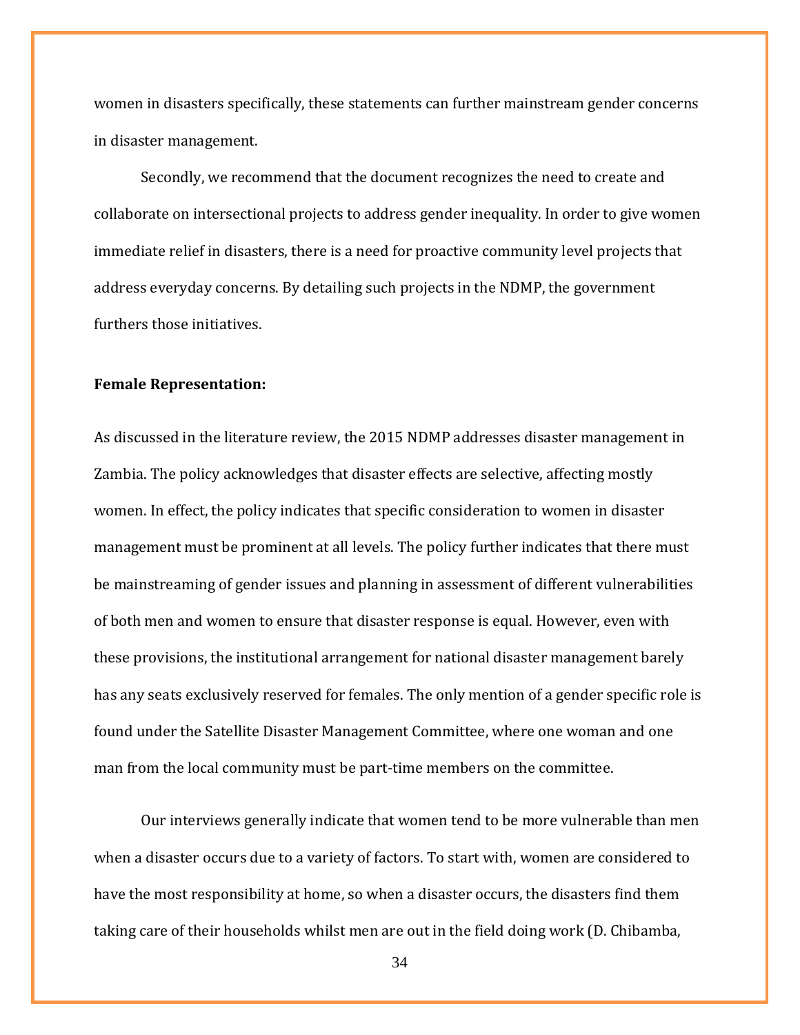women in disasters specifically, these statements can further mainstream gender concerns in disaster management.

Secondly, we recommend that the document recognizes the need to create and collaborate on intersectional projects to address gender inequality. In order to give women immediate relief in disasters, there is a need for proactive community level projects that address everyday concerns. By detailing such projects in the NDMP, the government furthers those initiatives.

**Female Representation:**

As discussed in the literature review, the 2015 NDMP addresses disaster management in Zambia. The policy acknowledges that disaster effects are selective, affecting mostly women. In effect, the policy indicates that specific consideration to women in disaster management must be prominent at all levels. The policy further indicates that there must be mainstreaming of gender issues and planning in assessment of different vulnerabilities of both men and women to ensure that disaster response is equal. However, even with these provisions, the institutional arrangement for national disaster management barely has any seats exclusively reserved for females. The only mention of a gender specific role is found under the Satellite Disaster Management Committee, where one woman and one man from the local community must be part-time members on the committee.

Our interviews generally indicate that women tend to be more vulnerable than men when a disaster occurs due to a variety of factors. To start with, women are considered to have the most responsibility at home, so when a disaster occurs, the disasters find them taking care of their households whilst men are out in the field doing work (D. Chibamba,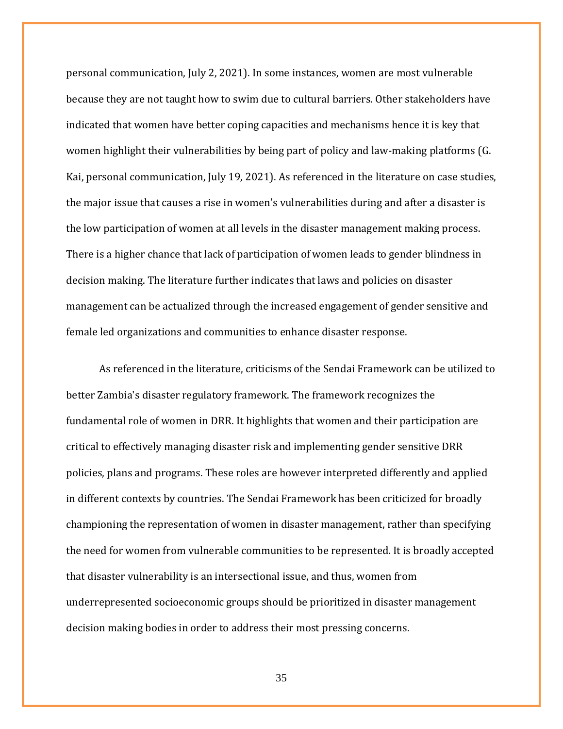personal communication, July 2, 2021). In some instances, women are most vulnerable because they are not taught how to swim due to cultural barriers. Other stakeholders have indicated that women have better coping capacities and mechanisms hence it is key that women highlight their vulnerabilities by being part of policy and law-making platforms (G. Kai, personal communication, July 19, 2021). As referenced in the literature on case studies, the major issue that causes a rise in women's vulnerabilities during and after a disaster is the low participation of women at all levels in the disaster management making process. There is a higher chance that lack of participation of women leads to gender blindness in decision making. The literature further indicates that laws and policies on disaster management can be actualized through the increased engagement of gender sensitive and female led organizations and communities to enhance disaster response.

As referenced in the literature, criticisms of the Sendai Framework can be utilized to better Zambia's disaster regulatory framework. The framework recognizes the fundamental role of women in DRR. It highlights that women and their participation are critical to effectively managing disaster risk and implementing gender sensitive DRR policies, plans and programs. These roles are however interpreted differently and applied in different contexts by countries. The Sendai Framework has been criticized for broadly championing the representation of women in disaster management, rather than specifying the need for women from vulnerable communities to be represented. It is broadly accepted that disaster vulnerability is an intersectional issue, and thus, women from underrepresented socioeconomic groups should be prioritized in disaster management decision making bodies in order to address their most pressing concerns.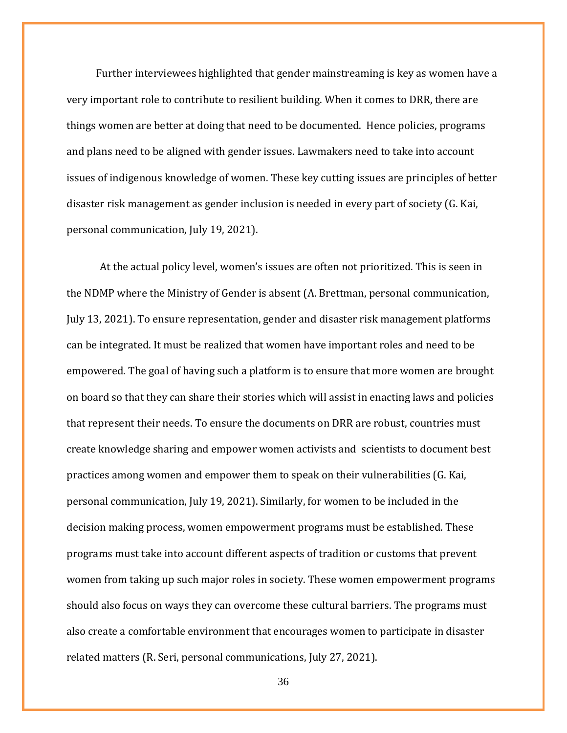Further interviewees highlighted that gender mainstreaming is key as women have a very important role to contribute to resilient building. When it comes to DRR, there are things women are better at doing that need to be documented. Hence policies, programs and plans need to be aligned with gender issues. Lawmakers need to take into account issues of indigenous knowledge of women. These key cutting issues are principles of better disaster risk management as gender inclusion is needed in every part of society (G. Kai, personal communication, July 19, 2021).

At the actual policy level, women's issues are often not prioritized. This is seen in the NDMP where the Ministry of Gender is absent (A. Brettman, personal communication, July 13, 2021). To ensure representation, gender and disaster risk management platforms can be integrated. It must be realized that women have important roles and need to be empowered. The goal of having such a platform is to ensure that more women are brought on board so that they can share their stories which will assist in enacting laws and policies that represent their needs. To ensure the documents on DRR are robust, countries must create knowledge sharing and empower women activists and scientists to document best practices among women and empower them to speak on their vulnerabilities (G. Kai, personal communication, July 19, 2021). Similarly, for women to be included in the decision making process, women empowerment programs must be established. These programs must take into account different aspects of tradition or customs that prevent women from taking up such major roles in society. These women empowerment programs should also focus on ways they can overcome these cultural barriers. The programs must also create a comfortable environment that encourages women to participate in disaster related matters (R. Seri, personal communications, July 27, 2021).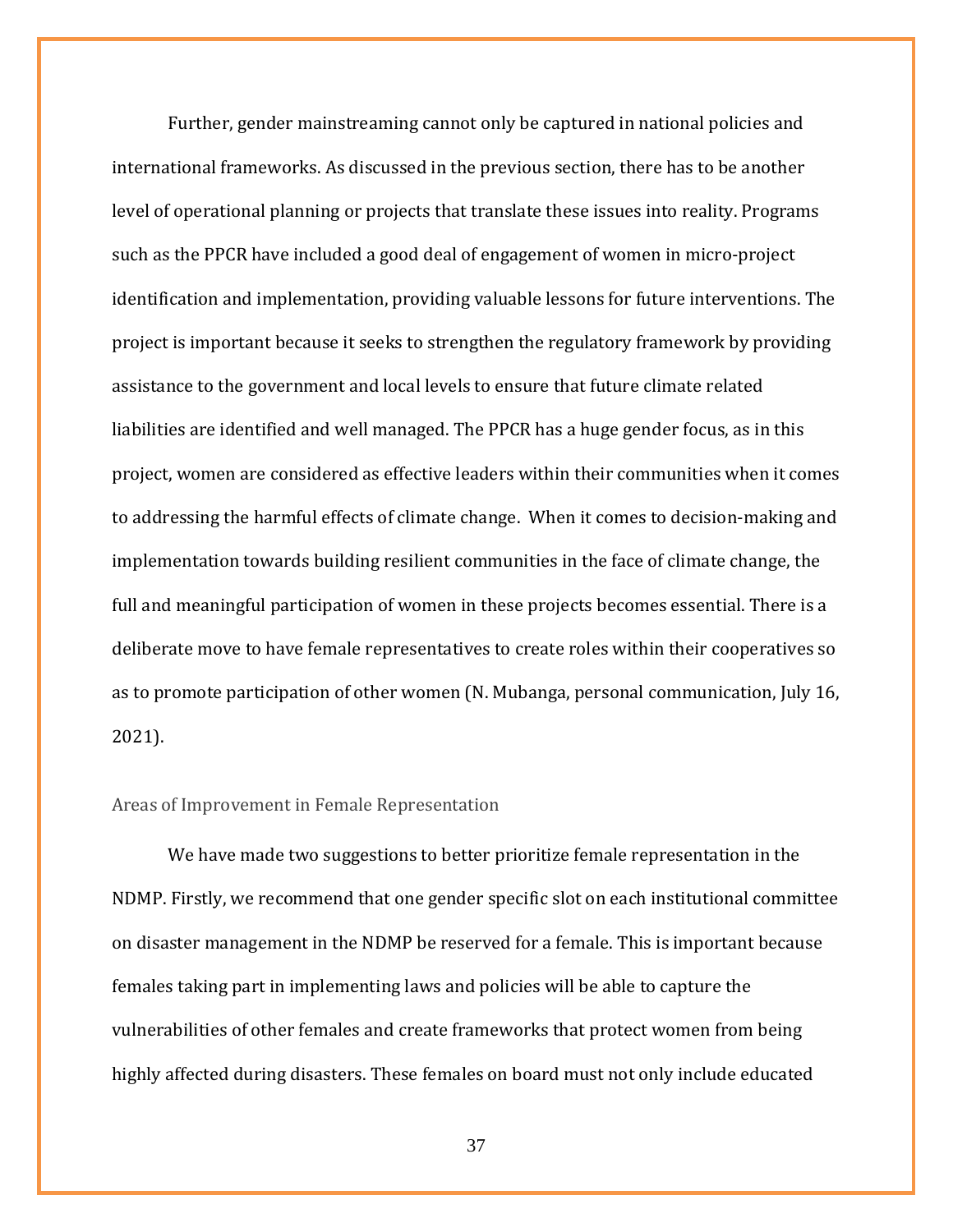Further, gender mainstreaming cannot only be captured in national policies and international frameworks. As discussed in the previous section, there has to be another level of operational planning or projects that translate these issues into reality. Programs such as the PPCR have included a good deal of engagement of women in micro-project identification and implementation, providing valuable lessons for future interventions. The project is important because it seeks to strengthen the regulatory framework by providing assistance to the government and local levels to ensure that future climate related liabilities are identified and well managed. The PPCR has a huge gender focus, as in this project, women are considered as effective leaders within their communities when it comes to addressing the harmful effects of climate change. When it comes to decision-making and implementation towards building resilient communities in the face of climate change, the full and meaningful participation of women in these projects becomes essential. There is a deliberate move to have female representatives to create roles within their cooperatives so as to promote participation of other women (N. Mubanga, personal communication, July 16, 2021).

### Areas of Improvement in Female Representation

We have made two suggestions to better prioritize female representation in the NDMP. Firstly, we recommend that one gender specific slot on each institutional committee on disaster management in the NDMP be reserved for a female. This is important because females taking part in implementing laws and policies will be able to capture the vulnerabilities of other females and create frameworks that protect women from being highly affected during disasters. These females on board must not only include educated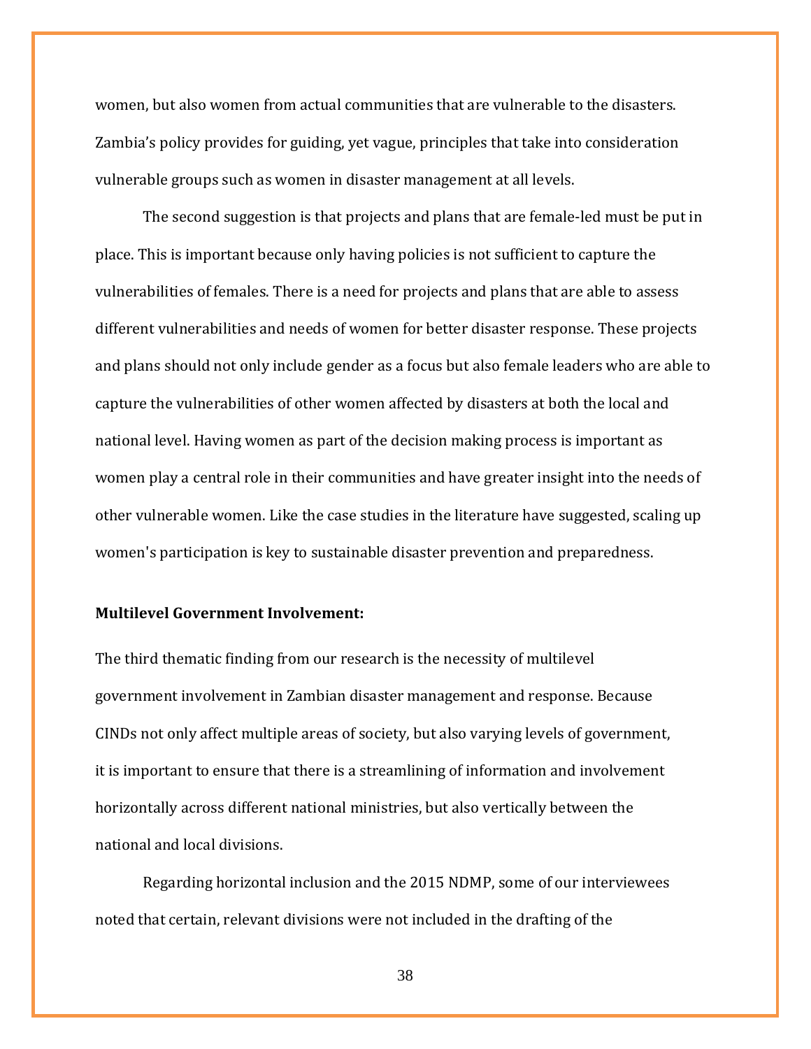women, but also women from actual communities that are vulnerable to the disasters. Zambia's policy provides for guiding, yet vague, principles that take into consideration vulnerable groups such as women in disaster management at all levels.

The second suggestion is that projects and plans that are female-led must be put in place. This is important because only having policies is not sufficient to capture the vulnerabilities of females. There is a need for projects and plans that are able to assess different vulnerabilities and needs of women for better disaster response. These projects and plans should not only include gender as a focus but also female leaders who are able to capture the vulnerabilities of other women affected by disasters at both the local and national level. Having women as part of the decision making process is important as women play a central role in their communities and have greater insight into the needs of other vulnerable women. Like the case studies in the literature have suggested, scaling up women's participation is key to sustainable disaster prevention and preparedness.

**Multilevel Government Involvement:**

The third thematic finding from our research is the necessity of multilevel government involvement in Zambian disaster management and response. Because CINDs not only affect multiple areas of society, but also varying levels of government, it is important to ensure that there is a streamlining of information and involvement horizontally across different national ministries, but also vertically between the national and local divisions.

Regarding horizontal inclusion and the 2015 NDMP, some of our interviewees noted that certain, relevant divisions were not included in the drafting of the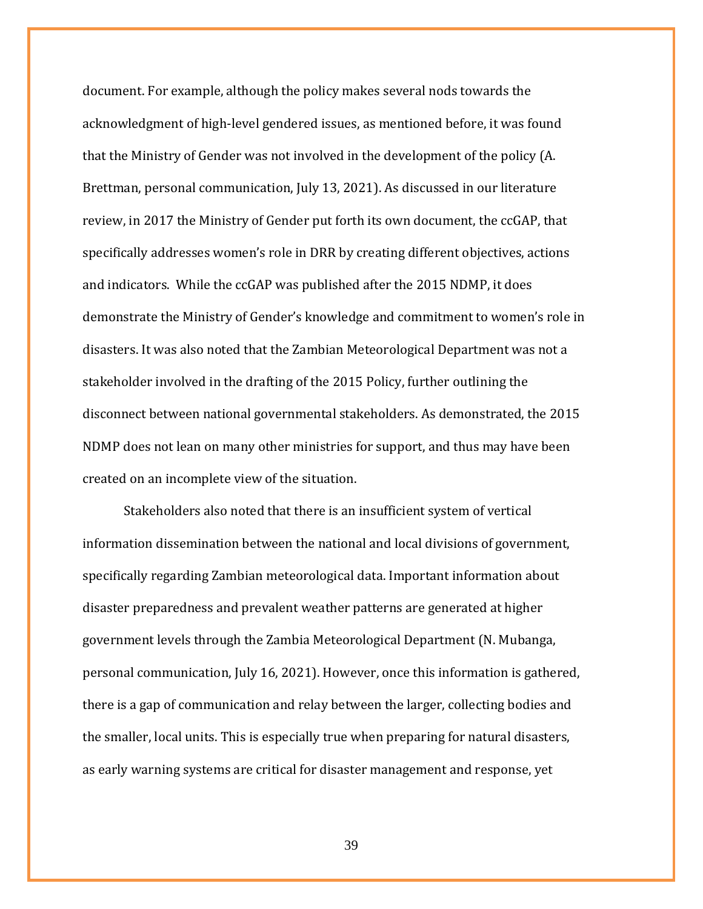document. For example, although the policy makes several nods towards the acknowledgment of high-level gendered issues, as mentioned before, it was found that the Ministry of Gender was not involved in the development of the policy (A. Brettman, personal communication, July 13, 2021). As discussed in our literature review, in 2017 the Ministry of Gender put forth its own document, the ccGAP, that specifically addresses women's role in DRR by creating different objectives, actions and indicators. While the ccGAP was published after the 2015 NDMP, it does demonstrate the Ministry of Gender's knowledge and commitment to women's role in disasters. It was also noted that the Zambian Meteorological Department was not a stakeholder involved in the drafting of the 2015 Policy, further outlining the disconnect between national governmental stakeholders. As demonstrated, the 2015 NDMP does not lean on many other ministries for support, and thus may have been created on an incomplete view of the situation.

Stakeholders also noted that there is an insufficient system of vertical information dissemination between the national and local divisions of government, specifically regarding Zambian meteorological data. Important information about disaster preparedness and prevalent weather patterns are generated at higher government levels through the Zambia Meteorological Department (N. Mubanga, personal communication, July 16, 2021). However, once this information is gathered, there is a gap of communication and relay between the larger, collecting bodies and the smaller, local units. This is especially true when preparing for natural disasters, as early warning systems are critical for disaster management and response, yet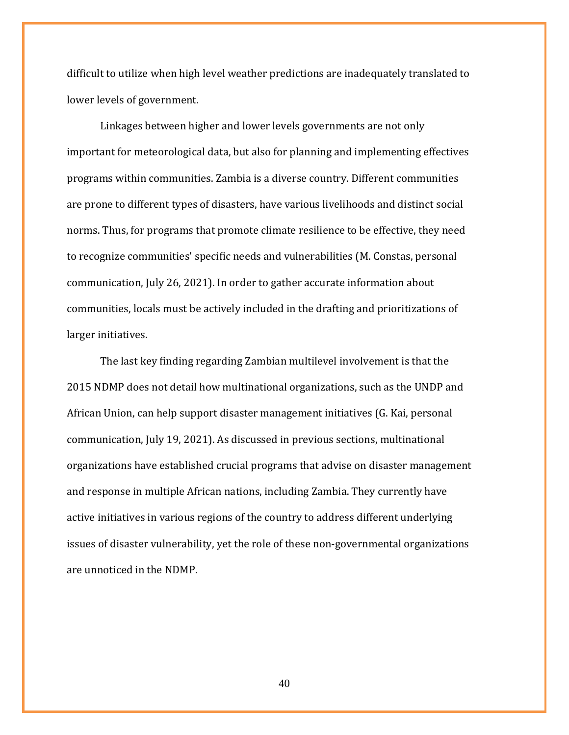difficult to utilize when high level weather predictions are inadequately translated to lower levels of government.

Linkages between higher and lower levels governments are not only important for meteorological data, but also for planning and implementing effectives programs within communities. Zambia is a diverse country. Different communities are prone to different types of disasters, have various livelihoods and distinct social norms. Thus, for programs that promote climate resilience to be effective, they need to recognize communities' specific needs and vulnerabilities (M. Constas, personal communication, July 26, 2021). In order to gather accurate information about communities, locals must be actively included in the drafting and prioritizations of larger initiatives.

The last key finding regarding Zambian multilevel involvement is that the 2015 NDMP does not detail how multinational organizations, such as the UNDP and African Union, can help support disaster management initiatives (G. Kai, personal communication, July 19, 2021). As discussed in previous sections, multinational organizations have established crucial programs that advise on disaster management and response in multiple African nations, including Zambia. They currently have active initiatives in various regions of the country to address different underlying issues of disaster vulnerability, yet the role of these non-governmental organizations are unnoticed in the NDMP.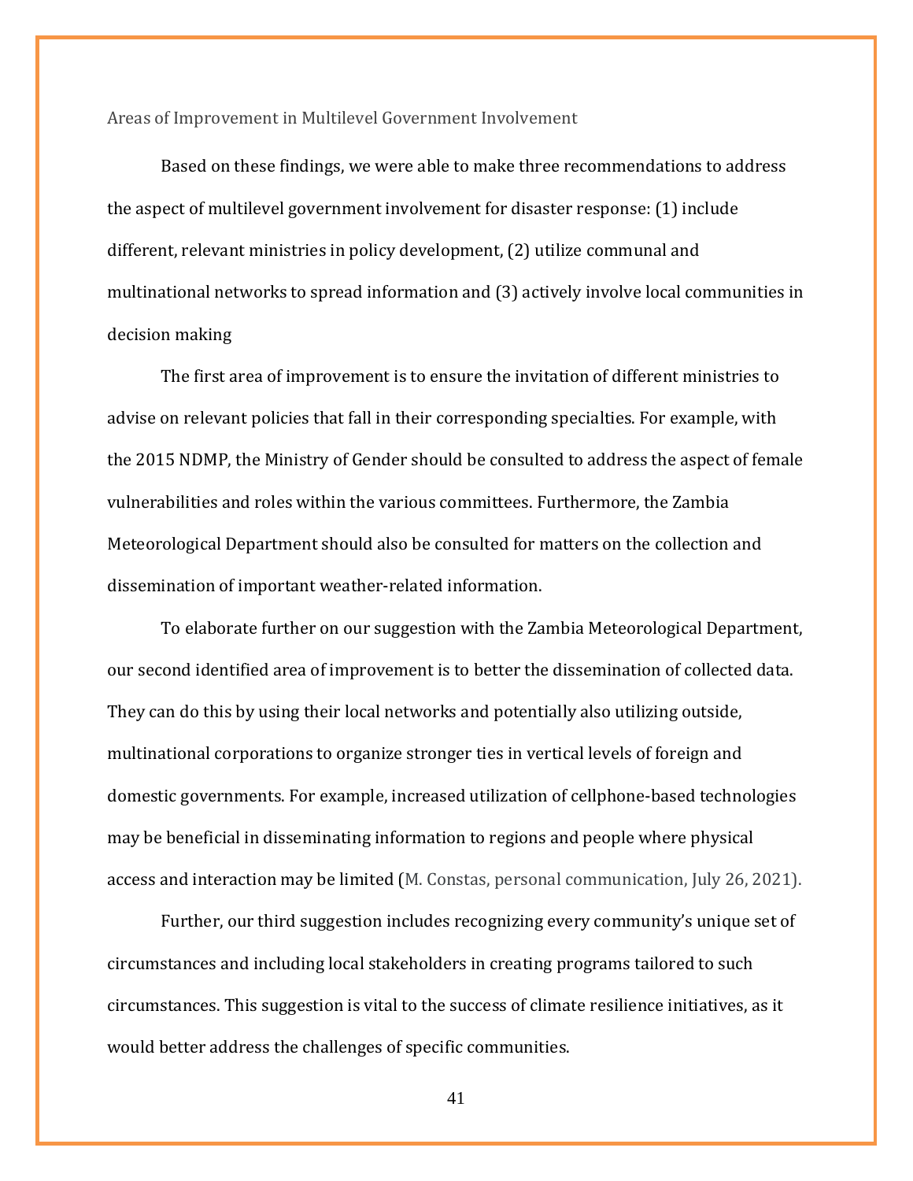## Areas of Improvement in Multilevel Government Involvement

Based on these findings, we were able to make three recommendations to address the aspect of multilevel government involvement for disaster response: (1) include different, relevant ministries in policy development, (2) utilize communal and multinational networks to spread information and (3) actively involve local communities in decision making

The first area of improvement is to ensure the invitation of different ministries to advise on relevant policies that fall in their corresponding specialties. For example, with the 2015 NDMP, the Ministry of Gender should be consulted to address the aspect of female vulnerabilities and roles within the various committees. Furthermore, the Zambia Meteorological Department should also be consulted for matters on the collection and dissemination of important weather-related information.

To elaborate further on our suggestion with the Zambia Meteorological Department, our second identified area of improvement is to better the dissemination of collected data. They can do this by using their local networks and potentially also utilizing outside, multinational corporations to organize stronger ties in vertical levels of foreign and domestic governments. For example, increased utilization of cellphone-based technologies may be beneficial in disseminating information to regions and people where physical access and interaction may be limited (M. Constas, personal communication, July 26, 2021).

Further, our third suggestion includes recognizing every community's unique set of circumstances and including local stakeholders in creating programs tailored to such circumstances. This suggestion is vital to the success of climate resilience initiatives, as it would better address the challenges of specific communities.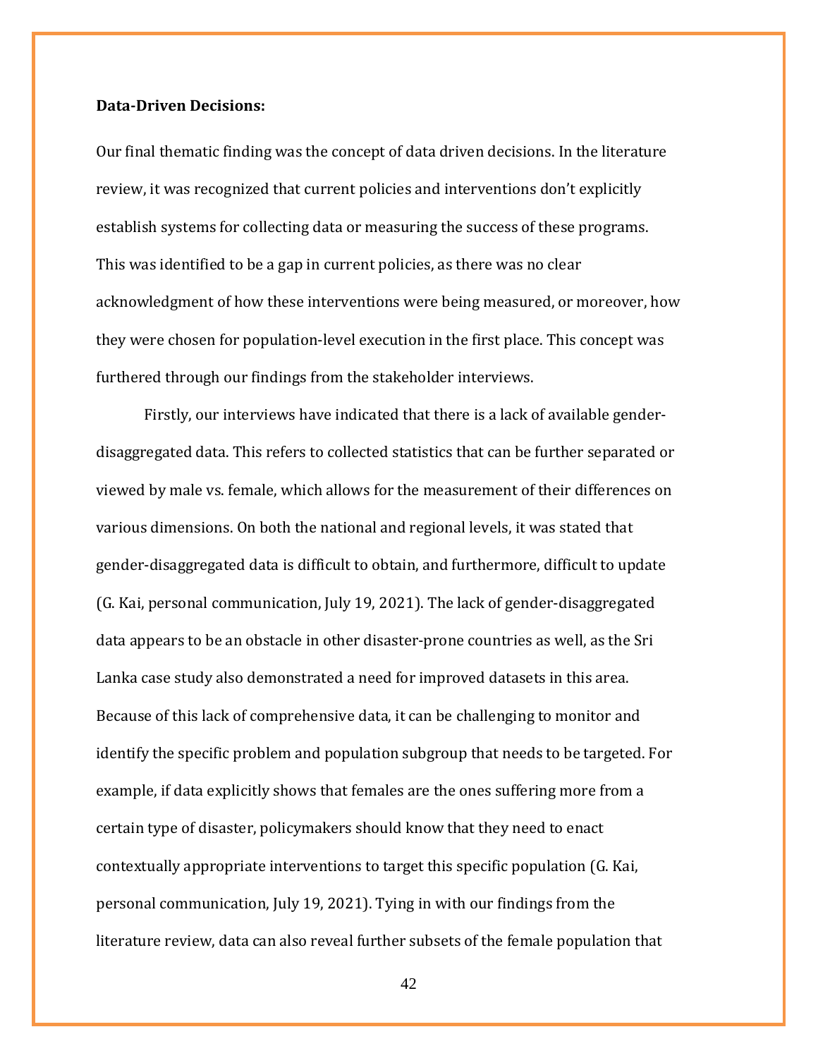**Data-Driven Decisions:**

Our final thematic finding was the concept of data driven decisions. In the literature review, it was recognized that current policies and interventions don't explicitly establish systems for collecting data or measuring the success of these programs. This was identified to be a gap in current policies, as there was no clear acknowledgment of how these interventions were being measured, or moreover, how they were chosen for population-level execution in the first place. This concept was furthered through our findings from the stakeholder interviews.

Firstly, our interviews have indicated that there is a lack of available gender-disaggregated data. This refers to collected statistics that can be further separated or viewed by male vs. female, which allows for the measurement of their differences on various dimensions. On both the national and regional levels, it was stated that gender-disaggregated data is difficult to obtain, and furthermore, difficult to update (G. Kai, personal communication, July 19, 2021). The lack of gender-disaggregated data appears to be an obstacle in other disaster-prone countries as well, as the Sri Lanka case study also demonstrated a need for improved datasets in this area. Because of this lack of comprehensive data, it can be challenging to monitor and identify the specific problem and population subgroup that needs to be targeted. For example, if data explicitly shows that females are the ones suffering more from a certain type of disaster, policymakers should know that they need to enact contextually appropriate interventions to target this specific population (G. Kai, personal communication, July 19, 2021). Tying in with our findings from the literature review, data can also reveal further subsets of the female population that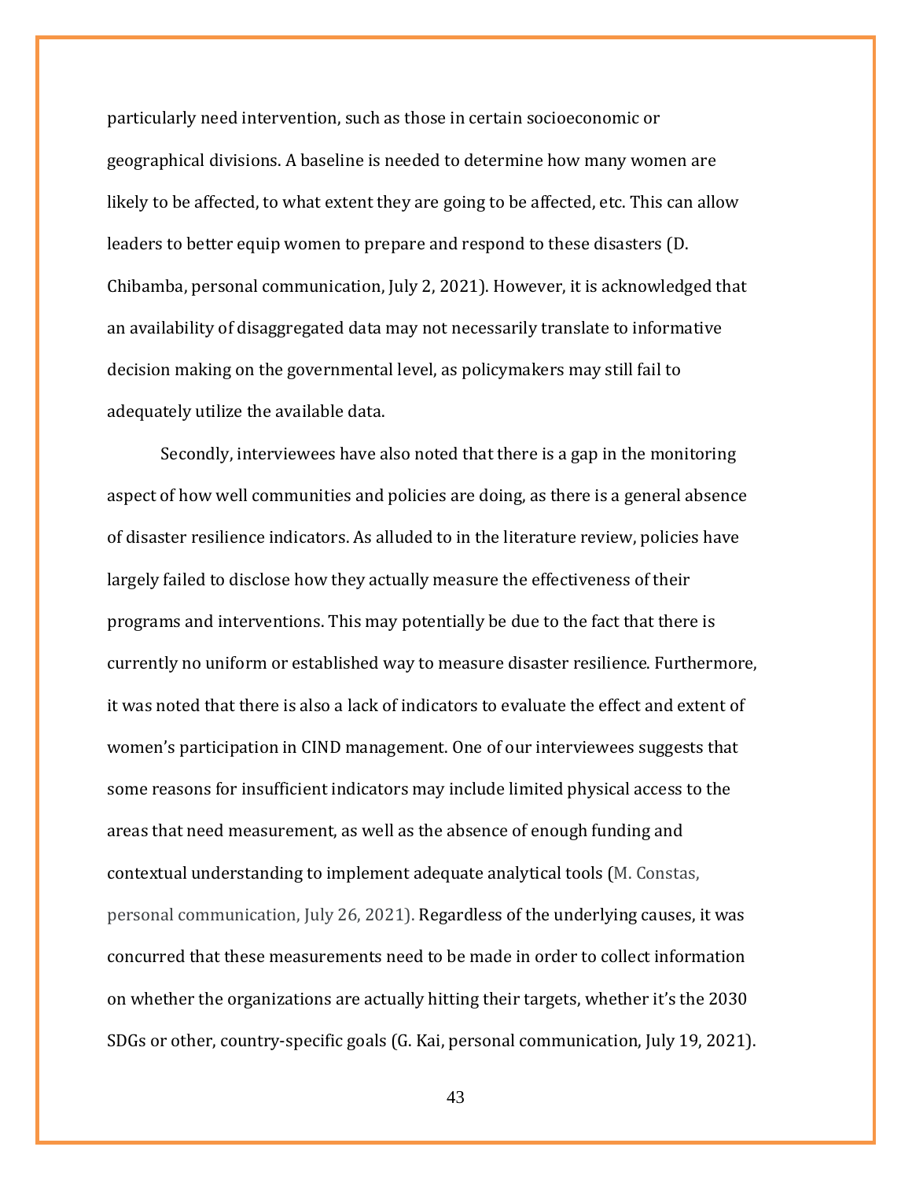particularly need intervention, such as those in certain socioeconomic or geographical divisions. A baseline is needed to determine how many women are likely to be affected, to what extent they are going to be affected, etc. This can allow leaders to better equip women to prepare and respond to these disasters (D. Chibamba, personal communication, July 2, 2021). However, it is acknowledged that an availability of disaggregated data may not necessarily translate to informative decision making on the governmental level, as policymakers may still fail to adequately utilize the available data.

Secondly, interviewees have also noted that there is a gap in the monitoring aspect of how well communities and policies are doing, as there is a general absence of disaster resilience indicators. As alluded to in the literature review, policies have largely failed to disclose how they actually measure the effectiveness of their programs and interventions. This may potentially be due to the fact that there is currently no uniform or established way to measure disaster resilience. Furthermore, it was noted that there is also a lack of indicators to evaluate the effect and extent of women's participation in CIND management. One of our interviewees suggests that some reasons for insufficient indicators may include limited physical access to the areas that need measurement, as well as the absence of enough funding and contextual understanding to implement adequate analytical tools (M. Constas, personal communication, July 26, 2021). Regardless of the underlying causes, it was concurred that these measurements need to be made in order to collect information on whether the organizations are actually hitting their targets, whether it's the 2030 SDGs or other, country-specific goals (G. Kai, personal communication, July 19, 2021).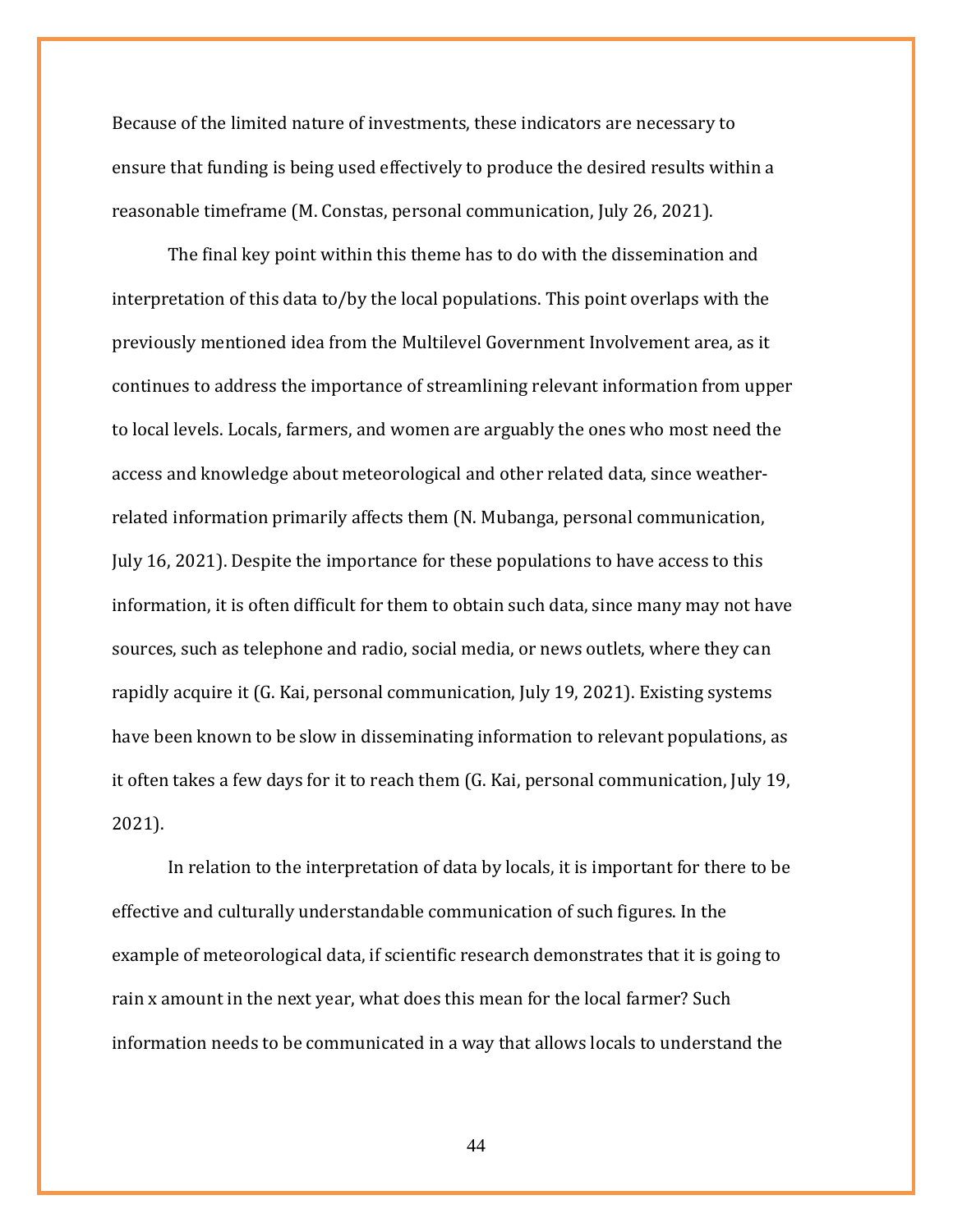Because of the limited nature of investments, these indicators are necessary to ensure that funding is being used effectively to produce the desired results within a reasonable timeframe (M. Constas, personal communication, July 26, 2021).

The final key point within this theme has to do with the dissemination and interpretation of this data to/by the local populations. This point overlaps with the previously mentioned idea from the Multilevel Government Involvement area, as it continues to address the importance of streamlining relevant information from upper to local levels. Locals, farmers, and women are arguably the ones who most need the access and knowledge about meteorological and other related data, since weather-related information primarily affects them (N. Mubanga, personal communication, July 16, 2021). Despite the importance for these populations to have access to this information, it is often difficult for them to obtain such data, since many may not have sources, such as telephone and radio, social media, or news outlets, where they can rapidly acquire it (G. Kai, personal communication, July 19, 2021). Existing systems have been known to be slow in disseminating information to relevant populations, as it often takes a few days for it to reach them (G. Kai, personal communication, July 19, 2021).

In relation to the interpretation of data by locals, it is important for there to be effective and culturally understandable communication of such figures. In the example of meteorological data, if scientific research demonstrates that it is going to rain x amount in the next year, what does this mean for the local farmer? Such information needs to be communicated in a way that allows locals to understand the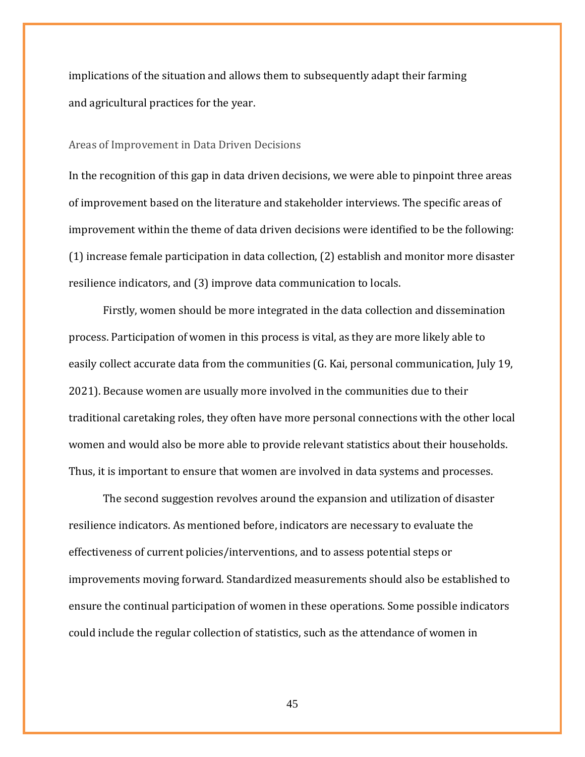implications of the situation and allows them to subsequently adapt their farming and agricultural practices for the year.

### Areas of Improvement in Data Driven Decisions

In the recognition of this gap in data driven decisions, we were able to pinpoint three areas of improvement based on the literature and stakeholder interviews. The specific areas of improvement within the theme of data driven decisions were identified to be the following: (1) increase female participation in data collection, (2) establish and monitor more disaster resilience indicators, and (3) improve data communication to locals.

Firstly, women should be more integrated in the data collection and dissemination process. Participation of women in this process is vital, as they are more likely able to easily collect accurate data from the communities (G. Kai, personal communication, July 19, 2021). Because women are usually more involved in the communities due to their traditional caretaking roles, they often have more personal connections with the other local women and would also be more able to provide relevant statistics about their households. Thus, it is important to ensure that women are involved in data systems and processes.

The second suggestion revolves around the expansion and utilization of disaster resilience indicators. As mentioned before, indicators are necessary to evaluate the effectiveness of current policies/interventions, and to assess potential steps or improvements moving forward. Standardized measurements should also be established to ensure the continual participation of women in these operations. Some possible indicators could include the regular collection of statistics, such as the attendance of women in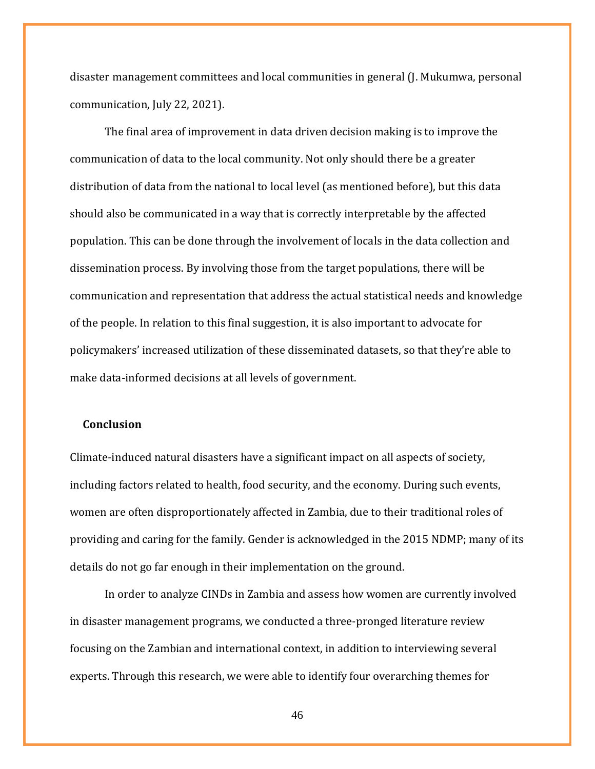disaster management committees and local communities in general (J. Mukumwa, personal communication, July 22, 2021).

The final area of improvement in data driven decision making is to improve the communication of data to the local community. Not only should there be a greater distribution of data from the national to local level (as mentioned before), but this data should also be communicated in a way that is correctly interpretable by the affected population. This can be done through the involvement of locals in the data collection and dissemination process. By involving those from the target populations, there will be communication and representation that address the actual statistical needs and knowledge of the people. In relation to this final suggestion, it is also important to advocate for policymakers' increased utilization of these disseminated datasets, so that they're able to make data-informed decisions at all levels of government.

## Conclusion

Climate-induced natural disasters have a significant impact on all aspects of society, including factors related to health, food security, and the economy. During such events, women are often disproportionately affected in Zambia, due to their traditional roles of providing and caring for the family. Gender is acknowledged in the 2015 NDMP; many of its details do not go far enough in their implementation on the ground.

In order to analyze CINDs in Zambia and assess how women are currently involved in disaster management programs, we conducted a three-pronged literature review focusing on the Zambian and international context, in addition to interviewing several experts. Through this research, we were able to identify four overarching themes for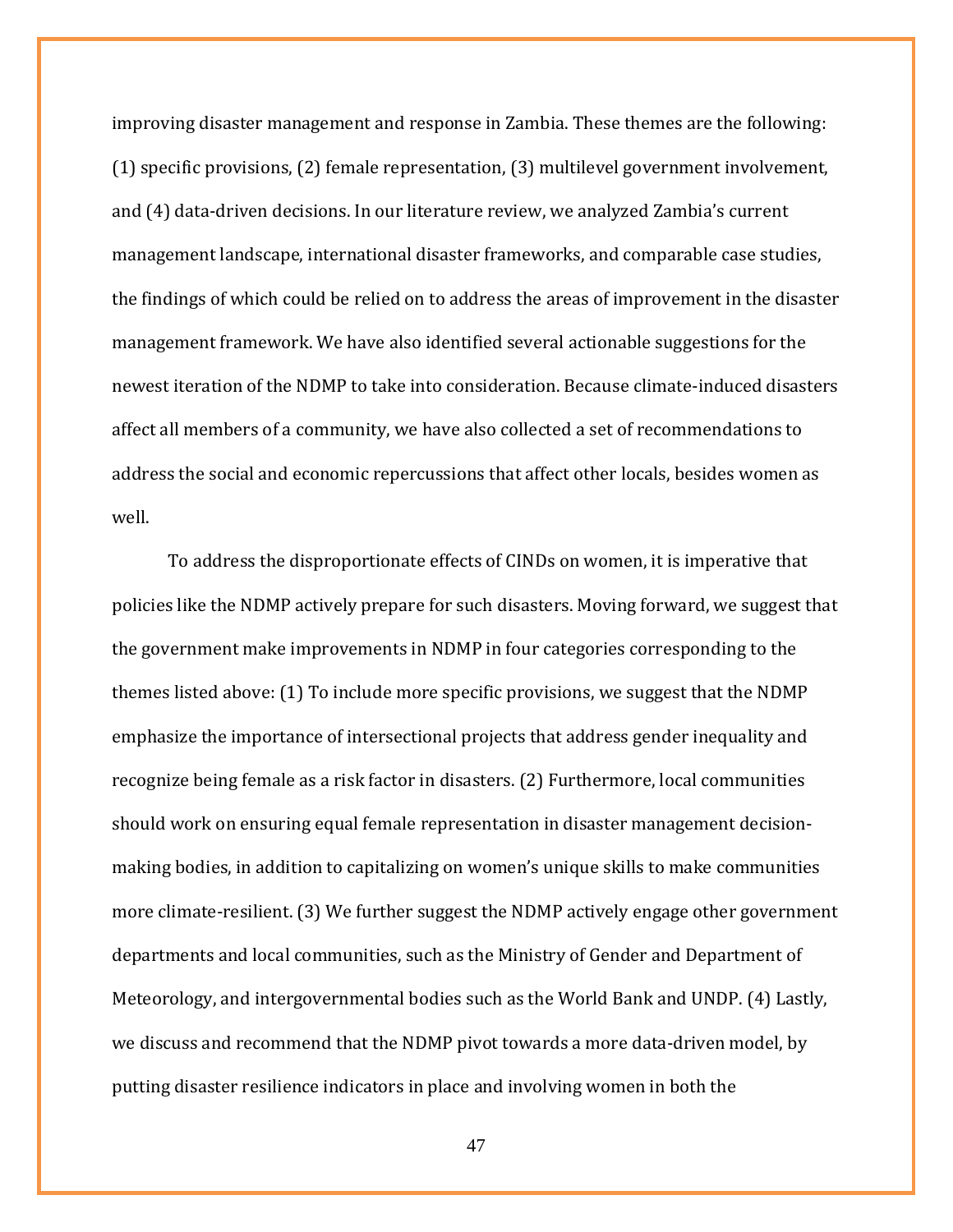improving disaster management and response in Zambia. These themes are the following: (1) specific provisions, (2) female representation, (3) multilevel government involvement, and (4) data-driven decisions. In our literature review, we analyzed Zambia's current management landscape, international disaster frameworks, and comparable case studies, the findings of which could be relied on to address the areas of improvement in the disaster management framework. We have also identified several actionable suggestions for the newest iteration of the NDMP to take into consideration. Because climate-induced disasters affect all members of a community, we have also collected a set of recommendations to address the social and economic repercussions that affect other locals, besides women as well.

To address the disproportionate effects of CINDs on women, it is imperative that policies like the NDMP actively prepare for such disasters. Moving forward, we suggest that the government make improvements in NDMP in four categories corresponding to the themes listed above: (1) To include more specific provisions, we suggest that the NDMP emphasize the importance of intersectional projects that address gender inequality and recognize being female as a risk factor in disasters. (2) Furthermore, local communities should work on ensuring equal female representation in disaster management decision-making bodies, in addition to capitalizing on women's unique skills to make communities more climate-resilient. (3) We further suggest the NDMP actively engage other government departments and local communities, such as the Ministry of Gender and Department of Meteorology, and intergovernmental bodies such as the World Bank and UNDP. (4) Lastly, we discuss and recommend that the NDMP pivot towards a more data-driven model, by putting disaster resilience indicators in place and involving women in both the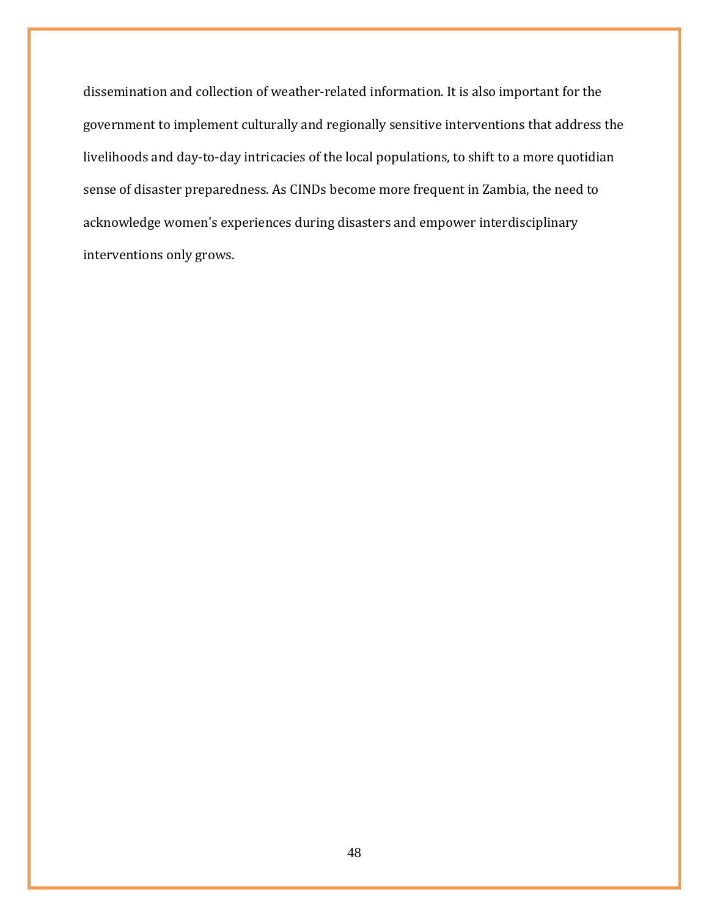dissemination and collection of weather-related information. It is also important for the government to implement culturally and regionally sensitive interventions that address the livelihoods and day-to-day intricacies of the local populations, to shift to a more quotidian sense of disaster preparedness. As CINDs become more frequent in Zambia, the need to acknowledge women's experiences during disasters and empower interdisciplinary interventions only grows.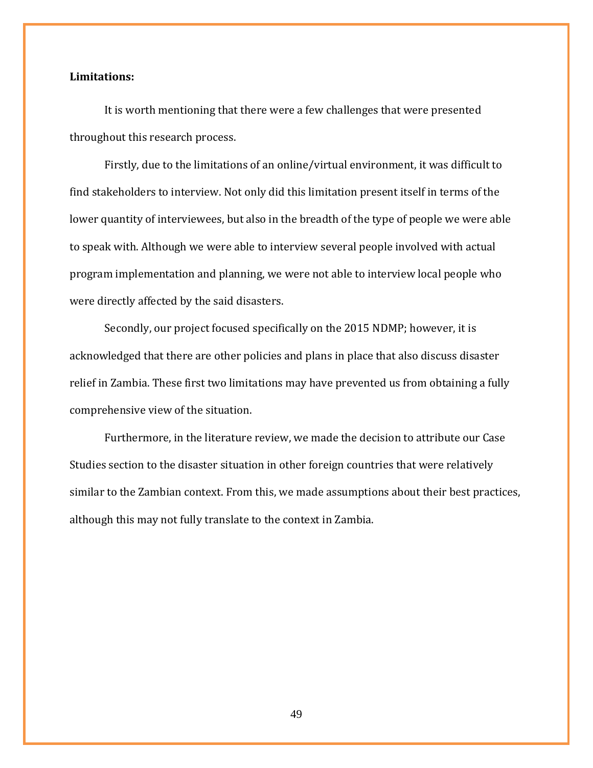**Limitations:**

It is worth mentioning that there were a few challenges that were presented throughout this research process.

Firstly, due to the limitations of an online/virtual environment, it was difficult to find stakeholders to interview. Not only did this limitation present itself in terms of the lower quantity of interviewees, but also in the breadth of the type of people we were able to speak with. Although we were able to interview several people involved with actual program implementation and planning, we were not able to interview local people who were directly affected by the said disasters.

Secondly, our project focused specifically on the 2015 NDMP; however, it is acknowledged that there are other policies and plans in place that also discuss disaster relief in Zambia. These first two limitations may have prevented us from obtaining a fully comprehensive view of the situation.

Furthermore, in the literature review, we made the decision to attribute our Case Studies section to the disaster situation in other foreign countries that were relatively similar to the Zambian context. From this, we made assumptions about their best practices, although this may not fully translate to the context in Zambia.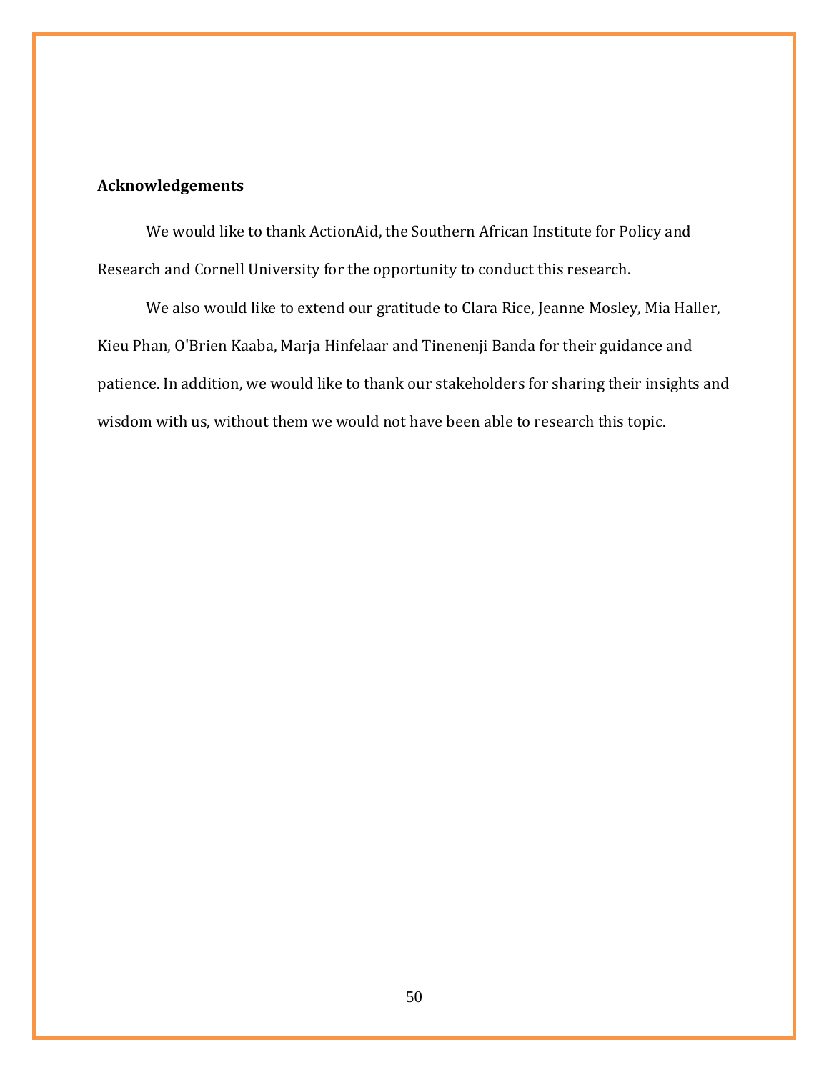**Acknowledgements**

We would like to thank ActionAid, the Southern African Institute for Policy and Research and Cornell University for the opportunity to conduct this research.

We also would like to extend our gratitude to Clara Rice, Jeanne Mosley, Mia Haller, Kieu Phan, O'Brien Kaaba, Marja Hinfelaar and Tinenenji Banda for their guidance and patience. In addition, we would like to thank our stakeholders for sharing their insights and wisdom with us, without them we would not have been able to research this topic.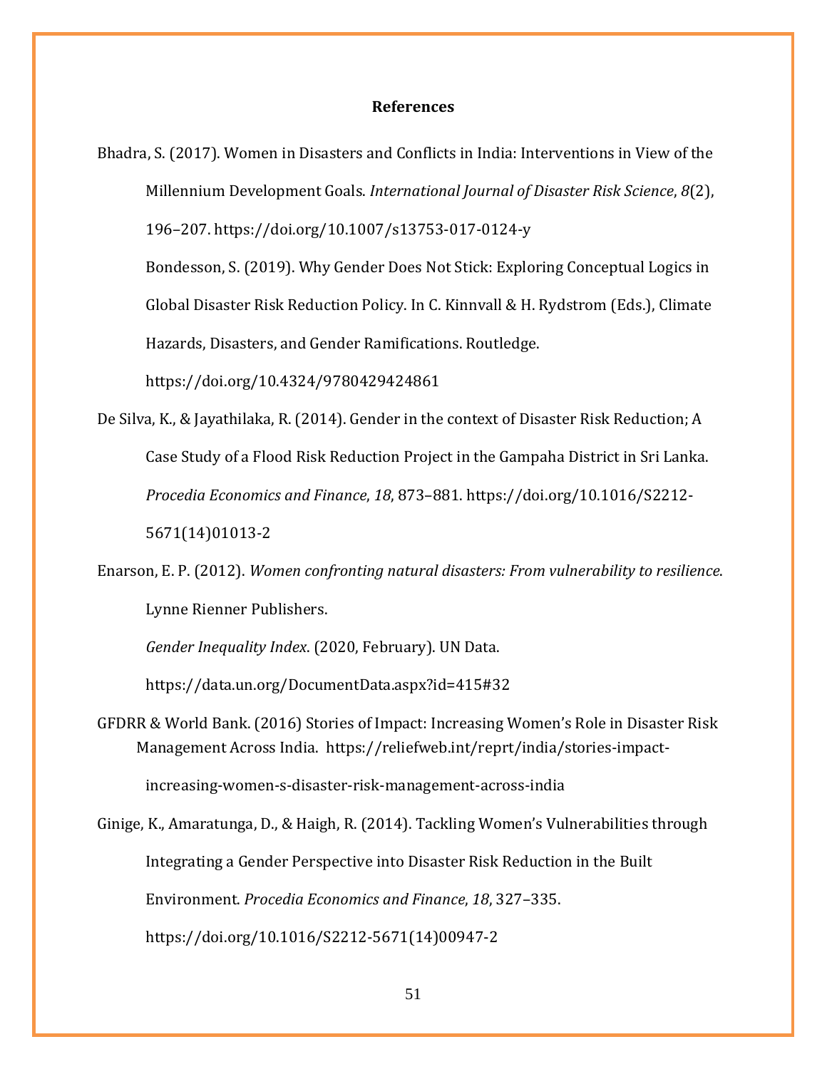**References**

Bhadra, S. (2017). Women in Disasters and Conflicts in India: Interventions in View of the Millennium Development Goals. *International Journal of Disaster Risk Science*, *8*(2), 196–207. https://doi.org/10.1007/s13753-017-0124-y

Bondesson, S. (2019). Why Gender Does Not Stick: Exploring Conceptual Logics in Global Disaster Risk Reduction Policy. In C. Kinnvall & H. Rydstrom (Eds.), Climate Hazards, Disasters, and Gender Ramifications. Routledge. https://doi.org/10.4324/9780429424861

De Silva, K., & Jayathilaka, R. (2014). Gender in the context of Disaster Risk Reduction; A Case Study of a Flood Risk Reduction Project in the Gampaha District in Sri Lanka. *Procedia Economics and Finance*, *18*, 873–881. https://doi.org/10.1016/S2212-5671(14)01013-2

Enarson, E. P. (2012). *Women confronting natural disasters: From vulnerability to resilience*. Lynne Rienner Publishers.

*Gender Inequality Index*. (2020, February). UN Data. https://data.un.org/DocumentData.aspx?id=415#32

GFDRR & World Bank. (2016) Stories of Impact: Increasing Women's Role in Disaster Risk Management Across India. https://reliefweb.int/reprt/india/stories-impact-increasing-women-s-disaster-risk-management-across-india

Ginige, K., Amaratunga, D., & Haigh, R. (2014). Tackling Women's Vulnerabilities through Integrating a Gender Perspective into Disaster Risk Reduction in the Built Environment. *Procedia Economics and Finance*, *18*, 327–335. https://doi.org/10.1016/S2212-5671(14)00947-2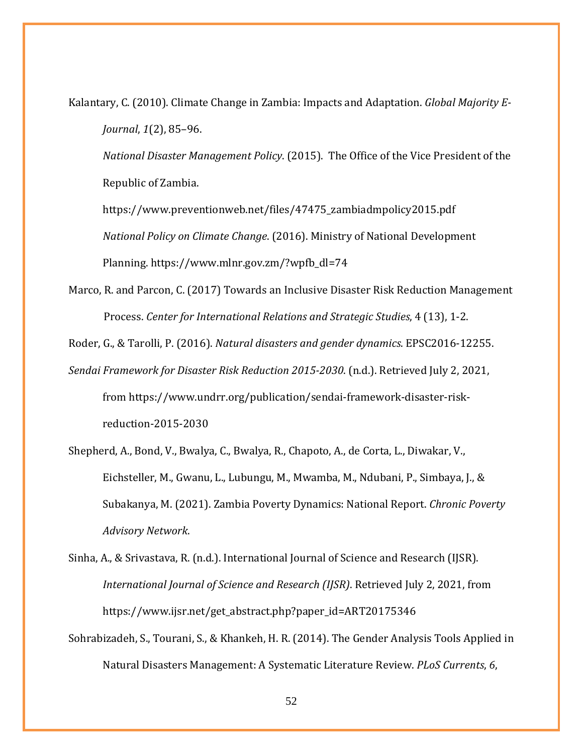Kalantary, C. (2010). Climate Change in Zambia: Impacts and Adaptation. *Global Majority E-Journal*, *1*(2), 85–96.

*National Disaster Management Policy*. (2015). The Office of the Vice President of the Republic of Zambia. https://www.preventionweb.net/files/47475_zambiadmpolicy2015.pdf

*National Policy on Climate Change*. (2016). Ministry of National Development Planning. https://www.mlnr.gov.zm/?wpfb_dl=74

Marco, R. and Parcon, C. (2017) Towards an Inclusive Disaster Risk Reduction Management Process. *Center for International Relations and Strategic Studies*, 4 (13), 1-2.

Roder, G., & Tarolli, P. (2016). *Natural disasters and gender dynamics*. EPSC2016-12255.

*Sendai Framework for Disaster Risk Reduction 2015-2030*. (n.d.). Retrieved July 2, 2021, from https://www.undrr.org/publication/sendai-framework-disaster-risk-reduction-2015-2030

Shepherd, A., Bond, V., Bwalya, C., Bwalya, R., Chapoto, A., de Corta, L., Diwakar, V., Eichsteller, M., Gwanu, L., Lubungu, M., Mwamba, M., Ndubani, P., Simbaya, J., & Subakanya, M. (2021). Zambia Poverty Dynamics: National Report. *Chronic Poverty Advisory Network*.

Sinha, A., & Srivastava, R. (n.d.). International Journal of Science and Research (IJSR). *International Journal of Science and Research (IJSR)*. Retrieved July 2, 2021, from https://www.ijsr.net/get_abstract.php?paper_id=ART20175346

Sohrabizadeh, S., Tourani, S., & Khankeh, H. R. (2014). The Gender Analysis Tools Applied in Natural Disasters Management: A Systematic Literature Review. *PLoS Currents*, *6*,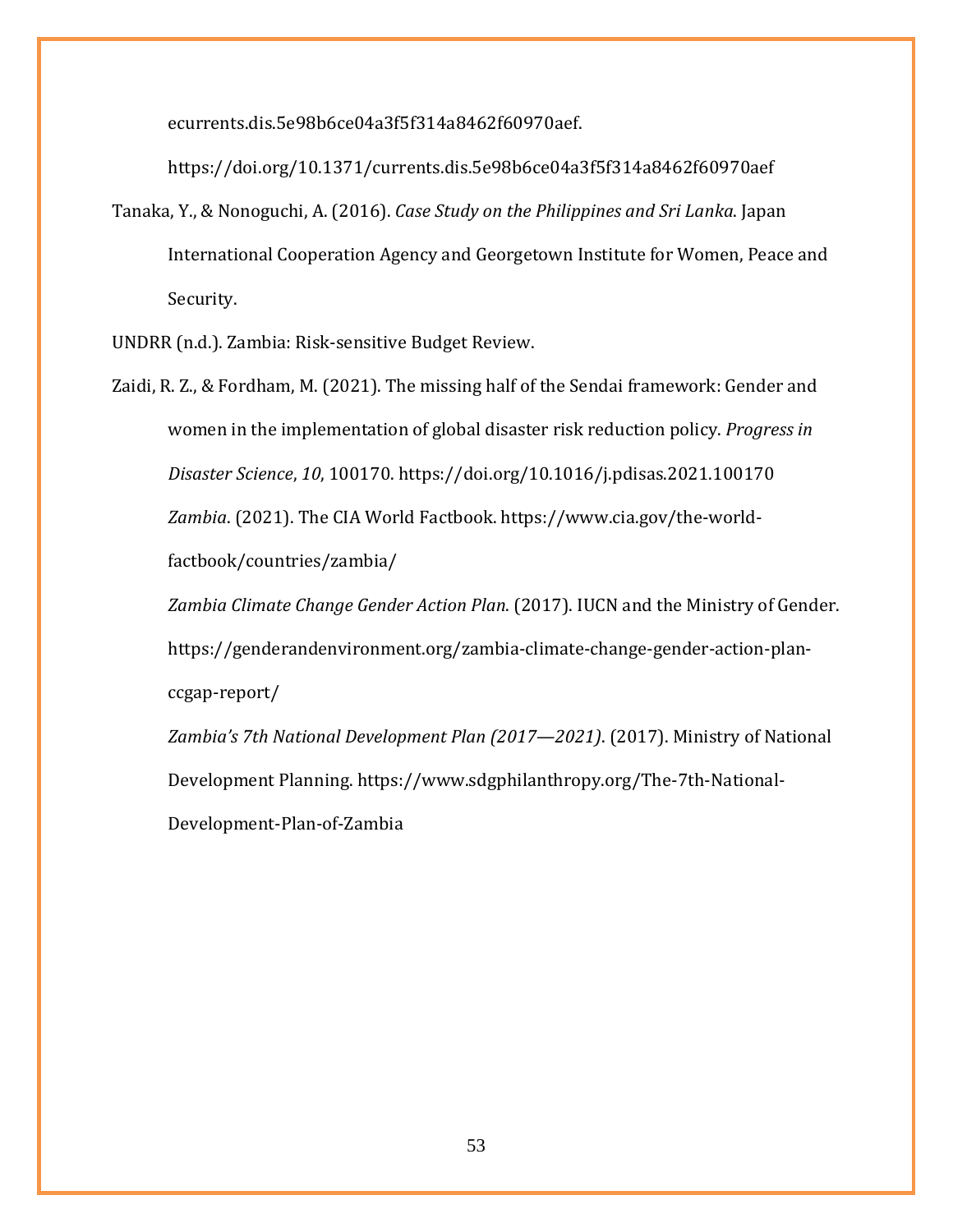ecurrents.dis.5e98b6ce04a3f5f314a8462f60970aef. https://doi.org/10.1371/currents.dis.5e98b6ce04a3f5f314a8462f60970aef

Tanaka, Y., & Nonoguchi, A. (2016). *Case Study on the Philippines and Sri Lanka*. Japan International Cooperation Agency and Georgetown Institute for Women, Peace and Security.

UNDRR (n.d.). Zambia: Risk-sensitive Budget Review.

Zaidi, R. Z., & Fordham, M. (2021). The missing half of the Sendai framework: Gender and women in the implementation of global disaster risk reduction policy. *Progress in Disaster Science*, *10*, 100170. https://doi.org/10.1016/j.pdisas.2021.100170

*Zambia*. (2021). The CIA World Factbook. https://www.cia.gov/the-world-factbook/countries/zambia/

*Zambia Climate Change Gender Action Plan*. (2017). IUCN and the Ministry of Gender. https://genderandenvironment.org/zambia-climate-change-gender-action-plan-ccgap-report/

*Zambia's 7th National Development Plan (2017—2021)*. (2017). Ministry of National Development Planning. https://www.sdgphilanthropy.org/The-7th-National-Development-Plan-of-Zambia